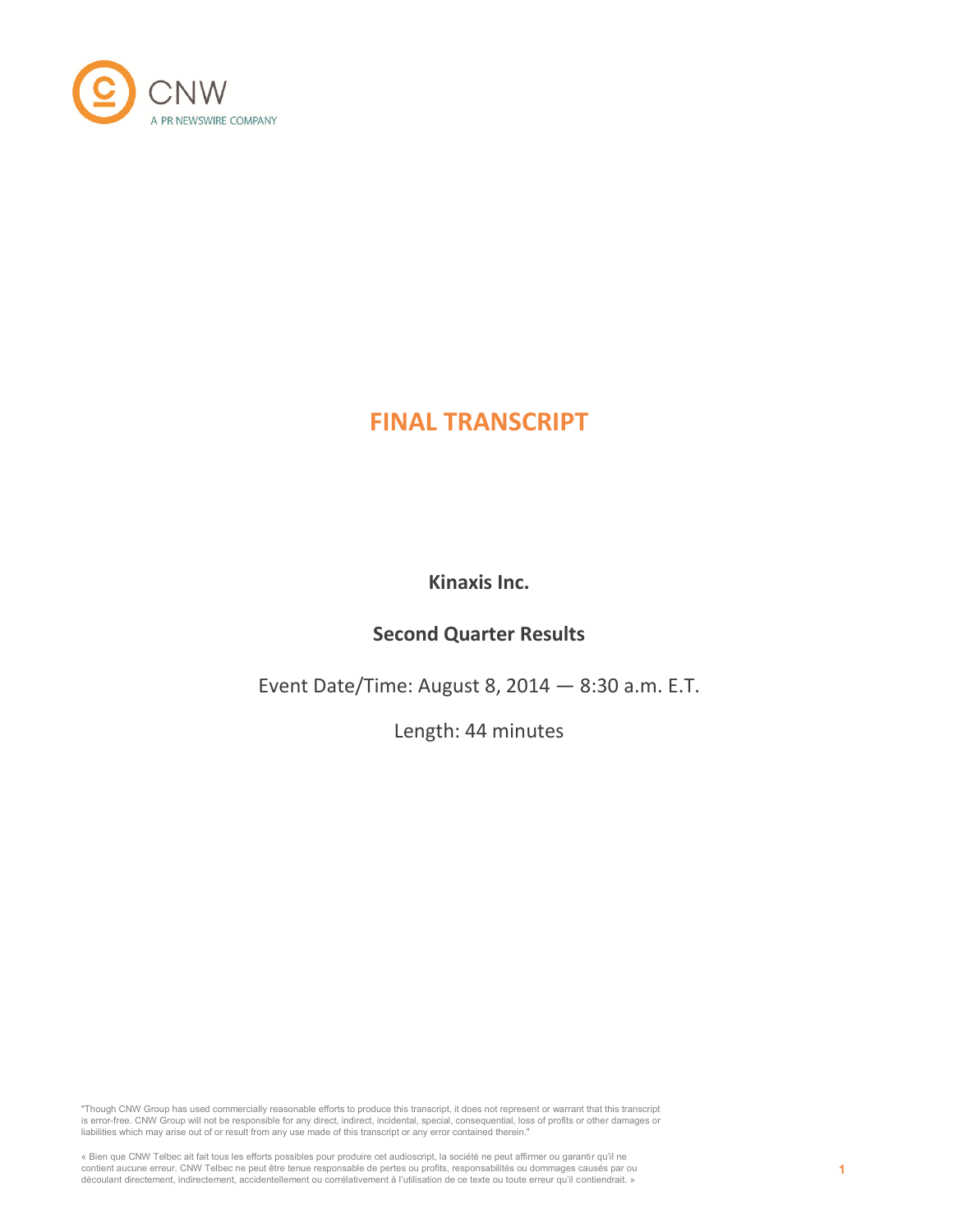CNW

A PR NEWSWIRE COMPANY

# FINAL TRANSCRIPT

**Kinaxis Inc.**

**Second Quarter Results**

Event Date/Time: August 8, 2014 — 8:30 a.m. E.T.

Length: 44 minutes

"Though CNW Group has used commercially reasonable efforts to produce this transcript, it does not represent or warrant that this transcript is error-free. CNW Group will not be responsible for any direct, indirect, incidental, special, consequential, loss of profits or other damages or liabilities which may arise out of or result from any use made of this transcript or any error contained therein."

« Bien que CNW Telbec ait fait tous les efforts possibles pour produire cet audioscript, la société ne peut affirmer ou garantir qu'il ne contient aucune erreur. CNW Telbec ne peut être tenue responsable de pertes ou profits, responsabilités ou dommages causés par ou découlant directement, indirectement, accidentellement ou corrélativement à l'utilisation de ce texte ou toute erreur qu'il contiendrait. »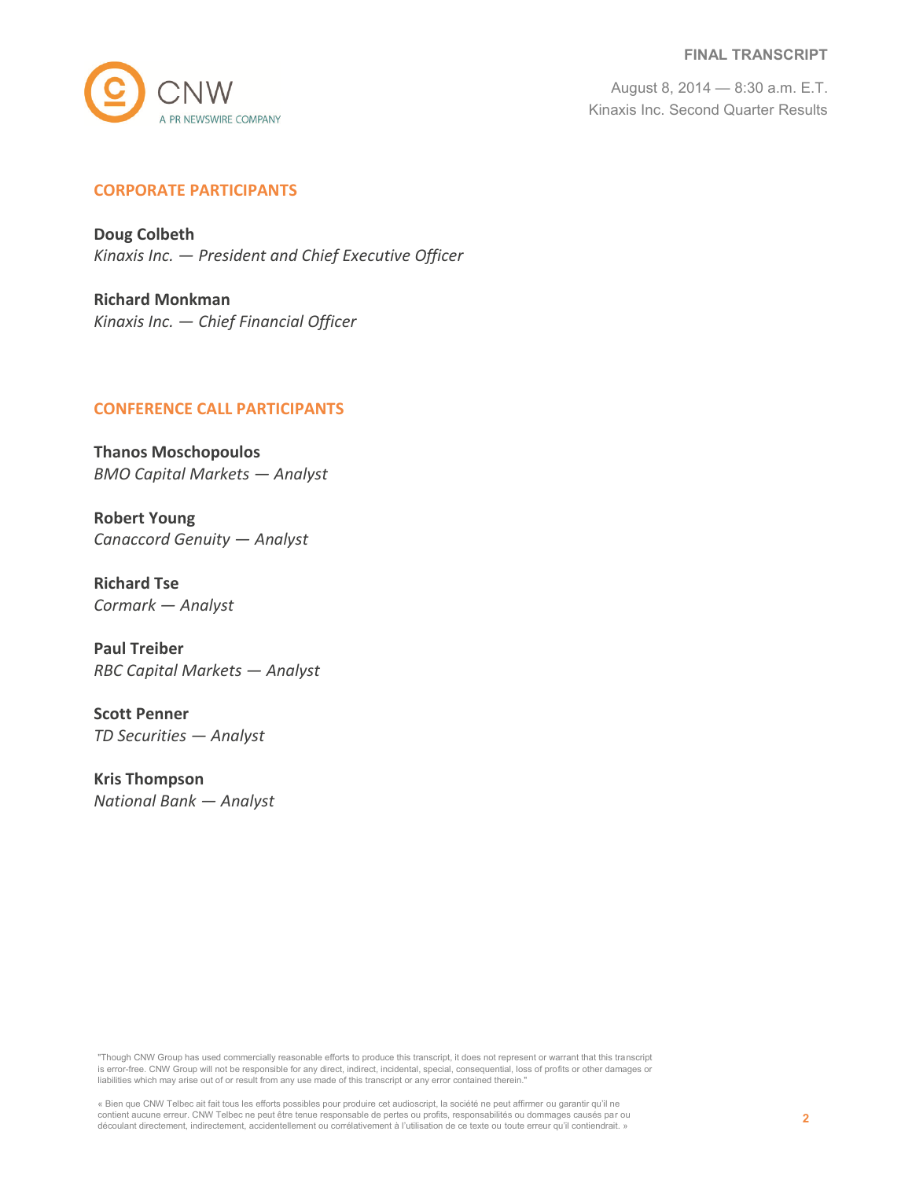## CORPORATE PARTICIPANTS

**Doug Colbeth**
*Kinaxis Inc. — President and Chief Executive Officer*

**Richard Monkman**
*Kinaxis Inc. — Chief Financial Officer*

## CONFERENCE CALL PARTICIPANTS

**Thanos Moschopoulos**
*BMO Capital Markets — Analyst*

**Robert Young**
*Canaccord Genuity — Analyst*

**Richard Tse**
*Cormark — Analyst*

**Paul Treiber**
*RBC Capital Markets — Analyst*

**Scott Penner**
*TD Securities — Analyst*

**Kris Thompson**
*National Bank — Analyst*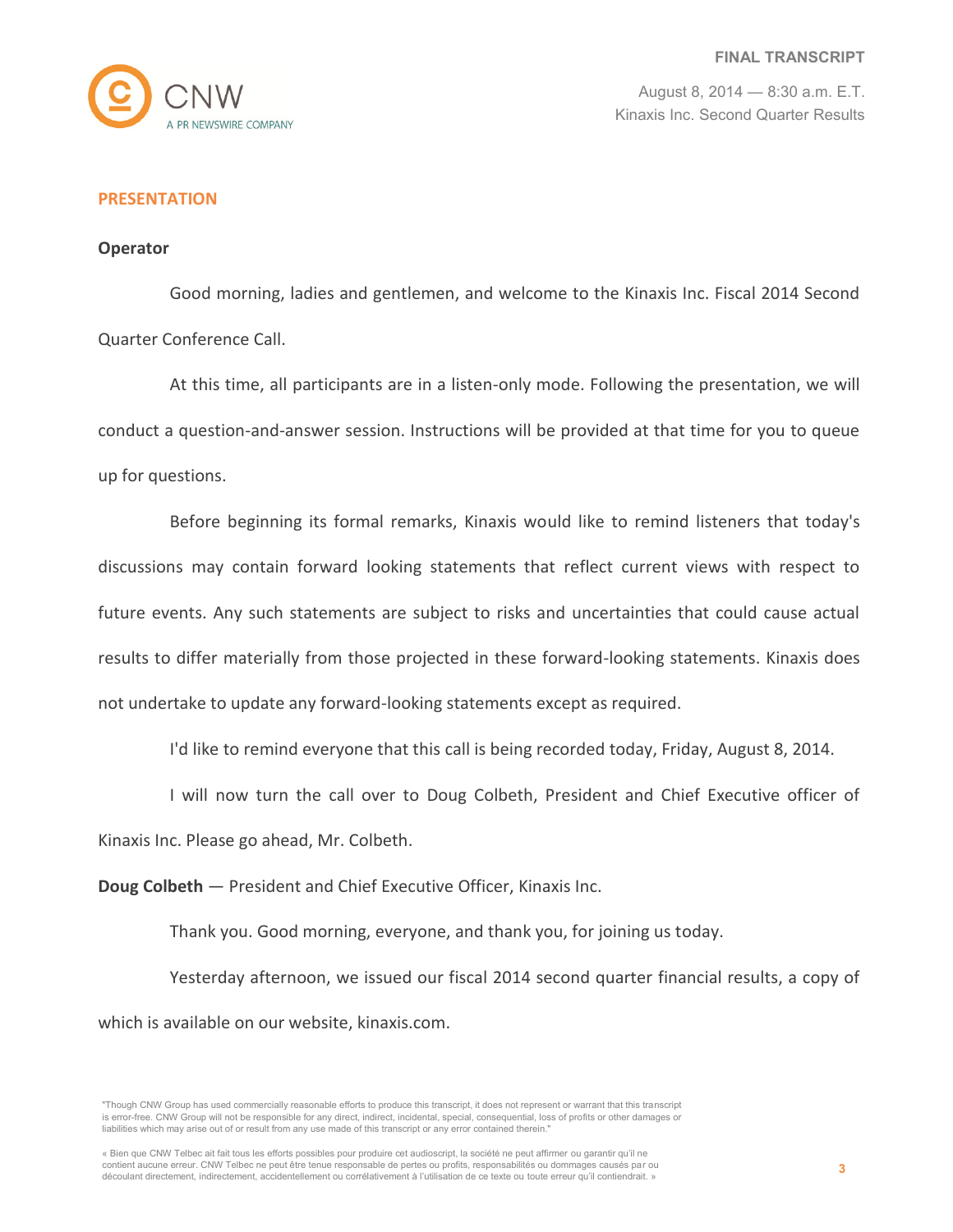## PRESENTATION

**Operator**

Good morning, ladies and gentlemen, and welcome to the Kinaxis Inc. Fiscal 2014 Second Quarter Conference Call.

At this time, all participants are in a listen-only mode. Following the presentation, we will conduct a question-and-answer session. Instructions will be provided at that time for you to queue up for questions.

Before beginning its formal remarks, Kinaxis would like to remind listeners that today's discussions may contain forward looking statements that reflect current views with respect to future events. Any such statements are subject to risks and uncertainties that could cause actual results to differ materially from those projected in these forward-looking statements. Kinaxis does not undertake to update any forward-looking statements except as required.

I'd like to remind everyone that this call is being recorded today, Friday, August 8, 2014.

I will now turn the call over to Doug Colbeth, President and Chief Executive officer of Kinaxis Inc. Please go ahead, Mr. Colbeth.

**Doug Colbeth** — President and Chief Executive Officer, Kinaxis Inc.

Thank you. Good morning, everyone, and thank you, for joining us today.

Yesterday afternoon, we issued our fiscal 2014 second quarter financial results, a copy of which is available on our website, kinaxis.com.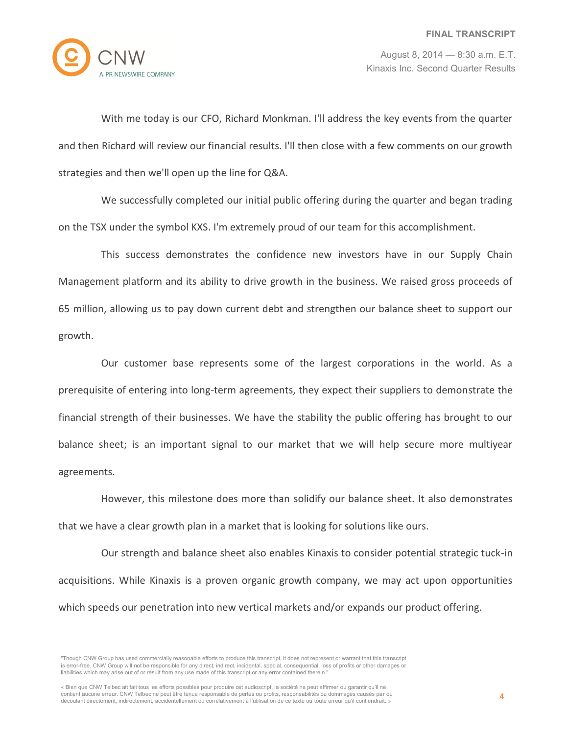With me today is our CFO, Richard Monkman. I'll address the key events from the quarter and then Richard will review our financial results. I'll then close with a few comments on our growth strategies and then we'll open up the line for Q&A.

We successfully completed our initial public offering during the quarter and began trading on the TSX under the symbol KXS. I'm extremely proud of our team for this accomplishment.

This success demonstrates the confidence new investors have in our Supply Chain Management platform and its ability to drive growth in the business. We raised gross proceeds of 65 million, allowing us to pay down current debt and strengthen our balance sheet to support our growth.

Our customer base represents some of the largest corporations in the world. As a prerequisite of entering into long-term agreements, they expect their suppliers to demonstrate the financial strength of their businesses. We have the stability the public offering has brought to our balance sheet; is an important signal to our market that we will help secure more multiyear agreements.

However, this milestone does more than solidify our balance sheet. It also demonstrates that we have a clear growth plan in a market that is looking for solutions like ours.

Our strength and balance sheet also enables Kinaxis to consider potential strategic tuck-in acquisitions. While Kinaxis is a proven organic growth company, we may act upon opportunities which speeds our penetration into new vertical markets and/or expands our product offering.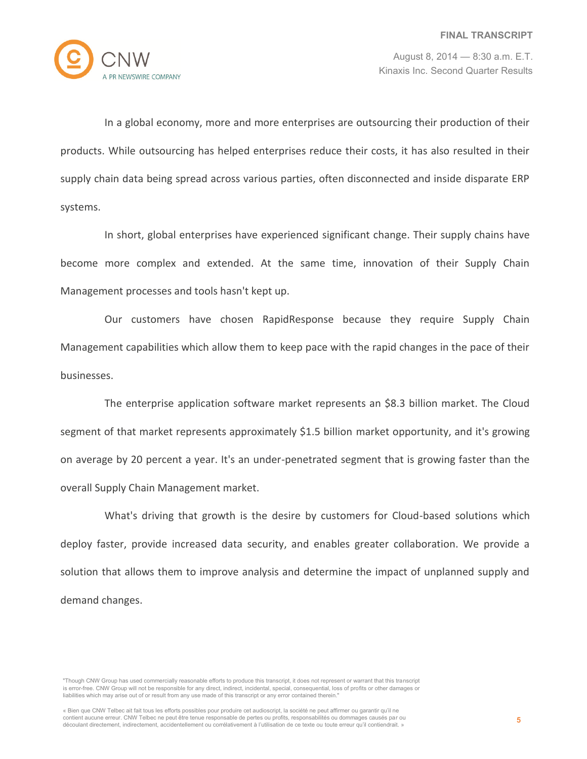In a global economy, more and more enterprises are outsourcing their production of their products. While outsourcing has helped enterprises reduce their costs, it has also resulted in their supply chain data being spread across various parties, often disconnected and inside disparate ERP systems.

In short, global enterprises have experienced significant change. Their supply chains have become more complex and extended. At the same time, innovation of their Supply Chain Management processes and tools hasn't kept up.

Our customers have chosen RapidResponse because they require Supply Chain Management capabilities which allow them to keep pace with the rapid changes in the pace of their businesses.

The enterprise application software market represents an $8.3 billion market. The Cloud segment of that market represents approximately $1.5 billion market opportunity, and it's growing on average by 20 percent a year. It's an under-penetrated segment that is growing faster than the overall Supply Chain Management market.

What's driving that growth is the desire by customers for Cloud-based solutions which deploy faster, provide increased data security, and enables greater collaboration. We provide a solution that allows them to improve analysis and determine the impact of unplanned supply and demand changes.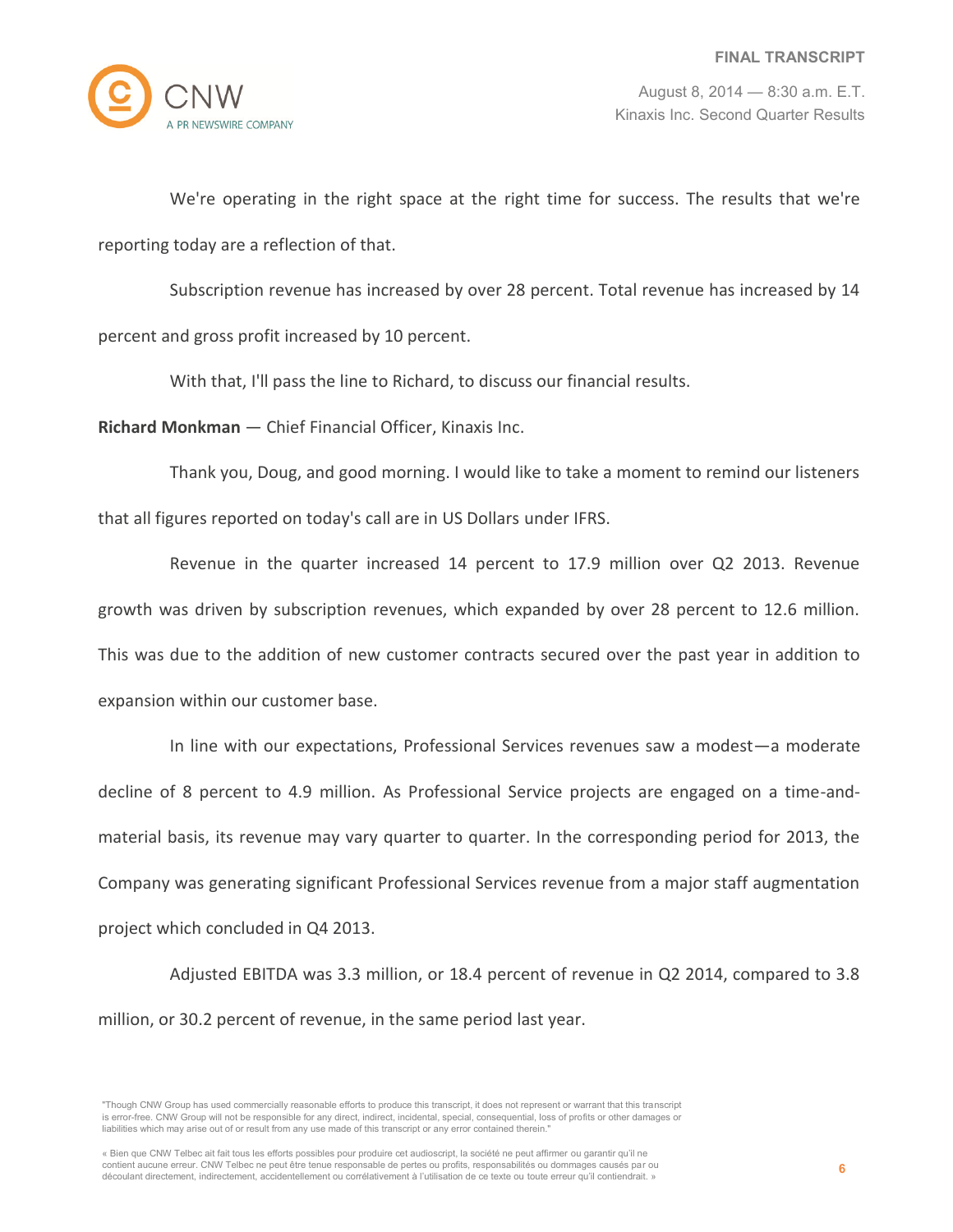We're operating in the right space at the right time for success. The results that we're reporting today are a reflection of that.

Subscription revenue has increased by over 28 percent. Total revenue has increased by 14 percent and gross profit increased by 10 percent.

With that, I'll pass the line to Richard, to discuss our financial results.

**Richard Monkman** — Chief Financial Officer, Kinaxis Inc.

Thank you, Doug, and good morning. I would like to take a moment to remind our listeners that all figures reported on today's call are in US Dollars under IFRS.

Revenue in the quarter increased 14 percent to 17.9 million over Q2 2013. Revenue growth was driven by subscription revenues, which expanded by over 28 percent to 12.6 million. This was due to the addition of new customer contracts secured over the past year in addition to expansion within our customer base.

In line with our expectations, Professional Services revenues saw a modest—a moderate decline of 8 percent to 4.9 million. As Professional Service projects are engaged on a time-and-material basis, its revenue may vary quarter to quarter. In the corresponding period for 2013, the Company was generating significant Professional Services revenue from a major staff augmentation project which concluded in Q4 2013.

Adjusted EBITDA was 3.3 million, or 18.4 percent of revenue in Q2 2014, compared to 3.8 million, or 30.2 percent of revenue, in the same period last year.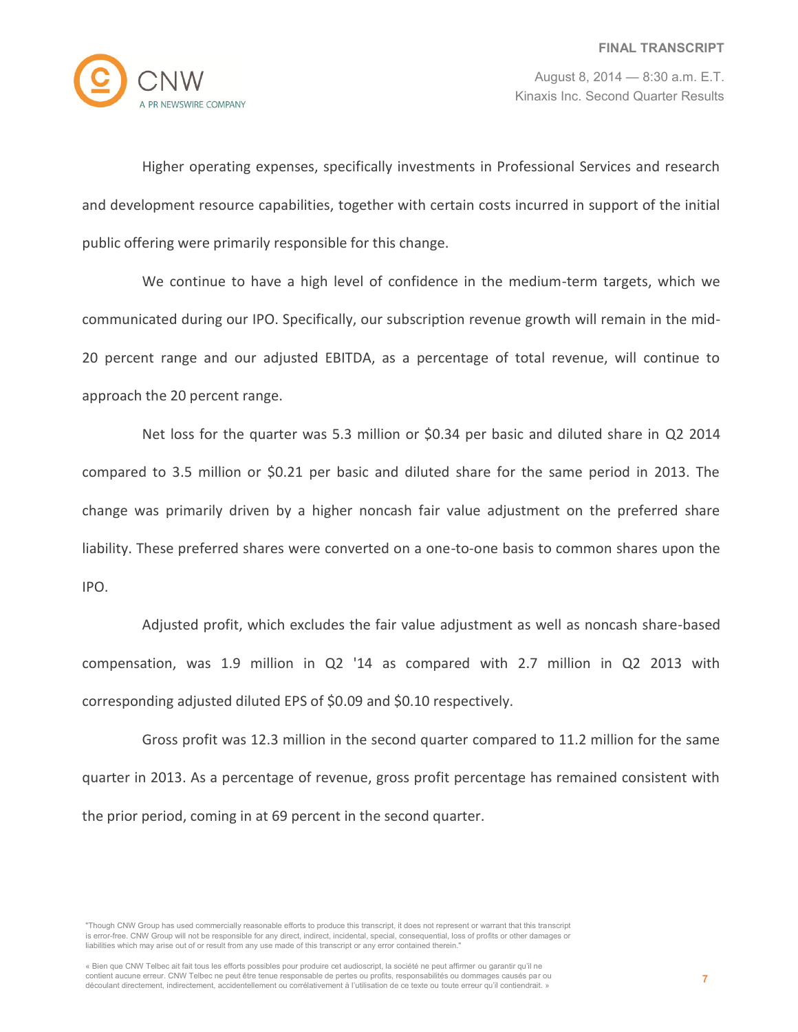Higher operating expenses, specifically investments in Professional Services and research and development resource capabilities, together with certain costs incurred in support of the initial public offering were primarily responsible for this change.

We continue to have a high level of confidence in the medium-term targets, which we communicated during our IPO. Specifically, our subscription revenue growth will remain in the mid-20 percent range and our adjusted EBITDA, as a percentage of total revenue, will continue to approach the 20 percent range.

Net loss for the quarter was 5.3 million or $0.34 per basic and diluted share in Q2 2014 compared to 3.5 million or $0.21 per basic and diluted share for the same period in 2013. The change was primarily driven by a higher noncash fair value adjustment on the preferred share liability. These preferred shares were converted on a one-to-one basis to common shares upon the IPO.

Adjusted profit, which excludes the fair value adjustment as well as noncash share-based compensation, was 1.9 million in Q2 '14 as compared with 2.7 million in Q2 2013 with corresponding adjusted diluted EPS of $0.09 and $0.10 respectively.

Gross profit was 12.3 million in the second quarter compared to 11.2 million for the same quarter in 2013. As a percentage of revenue, gross profit percentage has remained consistent with the prior period, coming in at 69 percent in the second quarter.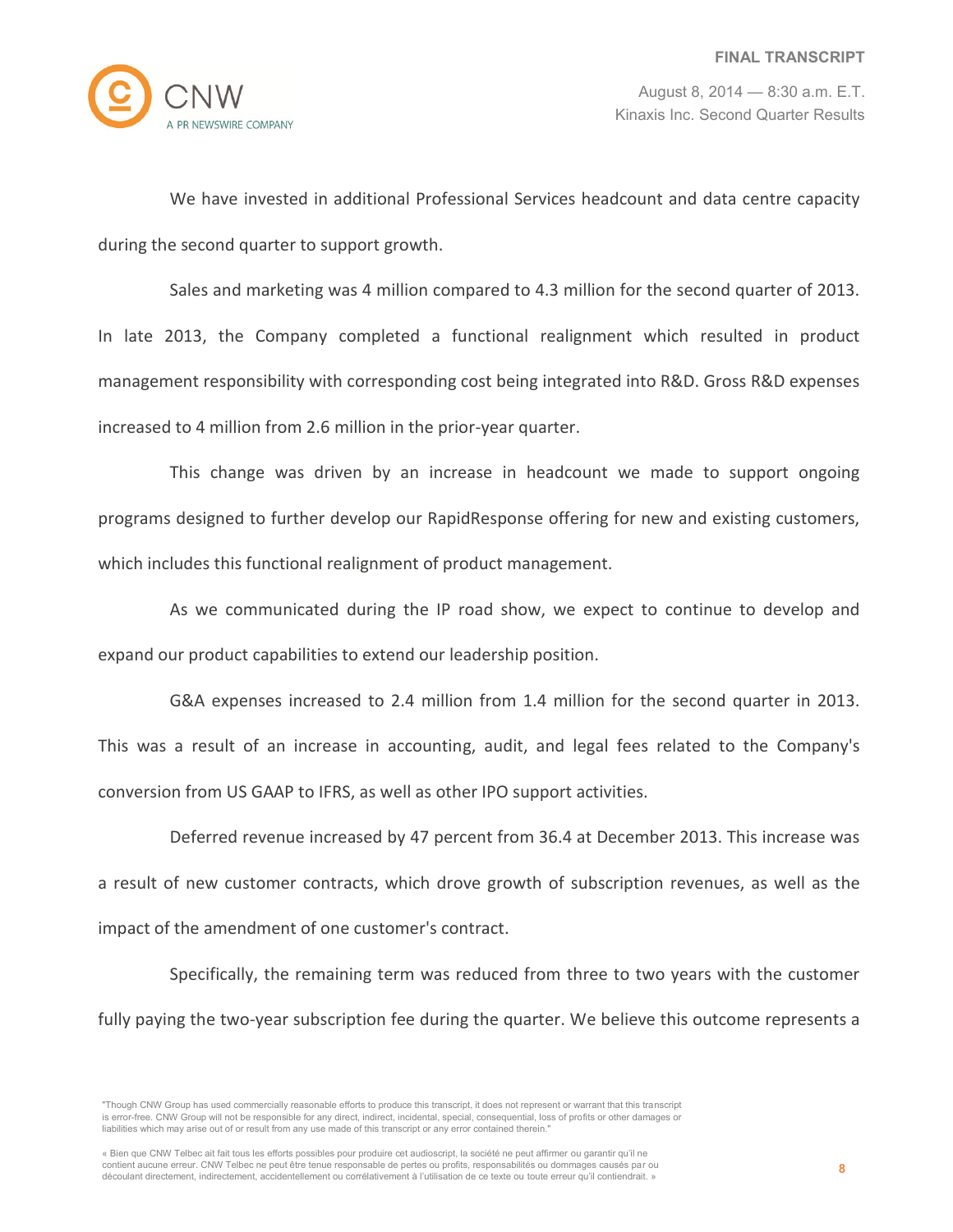We have invested in additional Professional Services headcount and data centre capacity during the second quarter to support growth.

Sales and marketing was 4 million compared to 4.3 million for the second quarter of 2013. In late 2013, the Company completed a functional realignment which resulted in product management responsibility with corresponding cost being integrated into R&D. Gross R&D expenses increased to 4 million from 2.6 million in the prior-year quarter.

This change was driven by an increase in headcount we made to support ongoing programs designed to further develop our RapidResponse offering for new and existing customers, which includes this functional realignment of product management.

As we communicated during the IP road show, we expect to continue to develop and expand our product capabilities to extend our leadership position.

G&A expenses increased to 2.4 million from 1.4 million for the second quarter in 2013. This was a result of an increase in accounting, audit, and legal fees related to the Company's conversion from US GAAP to IFRS, as well as other IPO support activities.

Deferred revenue increased by 47 percent from 36.4 at December 2013. This increase was a result of new customer contracts, which drove growth of subscription revenues, as well as the impact of the amendment of one customer's contract.

Specifically, the remaining term was reduced from three to two years with the customer fully paying the two-year subscription fee during the quarter. We believe this outcome represents a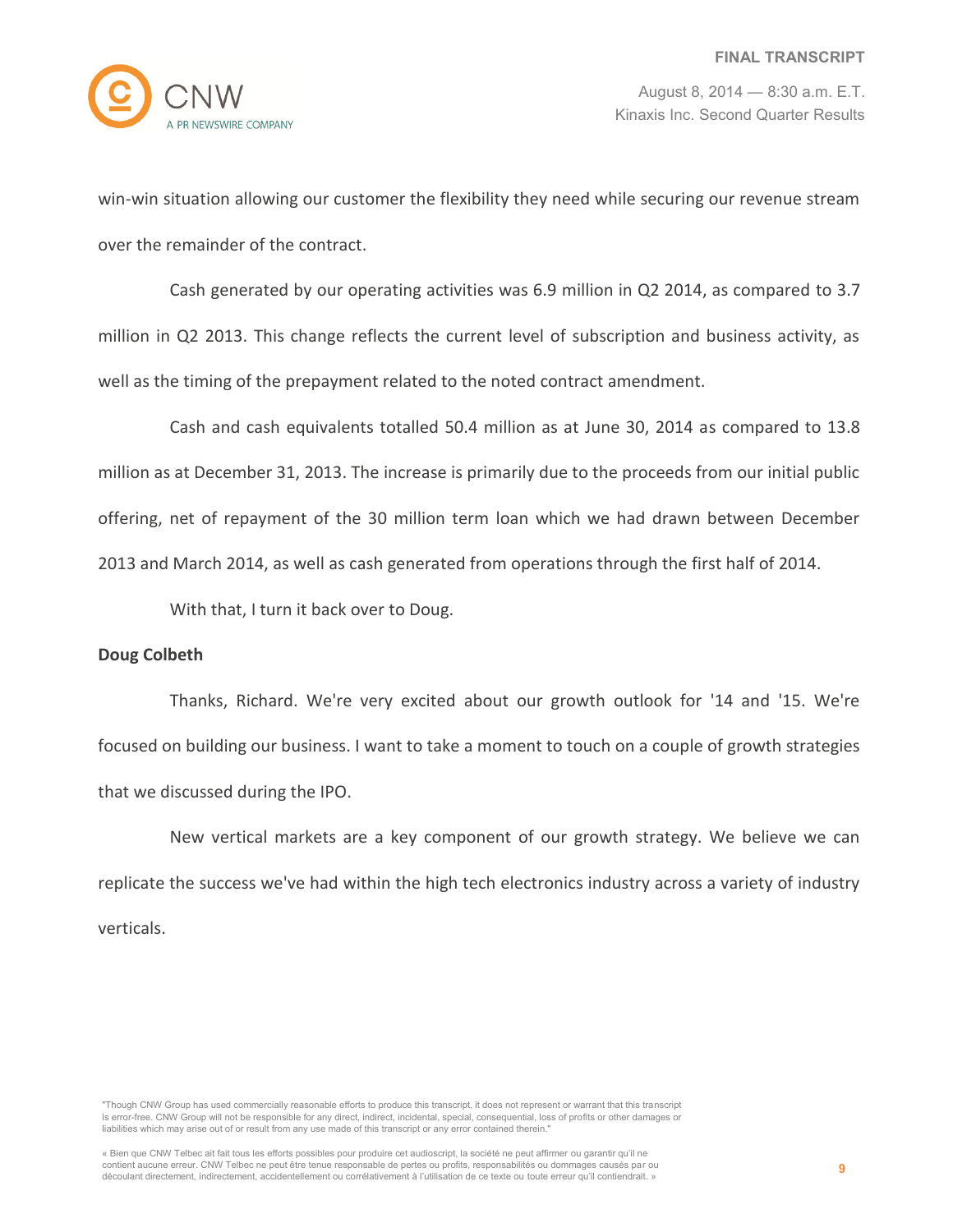win-win situation allowing our customer the flexibility they need while securing our revenue stream over the remainder of the contract.

Cash generated by our operating activities was 6.9 million in Q2 2014, as compared to 3.7 million in Q2 2013. This change reflects the current level of subscription and business activity, as well as the timing of the prepayment related to the noted contract amendment.

Cash and cash equivalents totalled 50.4 million as at June 30, 2014 as compared to 13.8 million as at December 31, 2013. The increase is primarily due to the proceeds from our initial public offering, net of repayment of the 30 million term loan which we had drawn between December 2013 and March 2014, as well as cash generated from operations through the first half of 2014.

With that, I turn it back over to Doug.

**Doug Colbeth**

Thanks, Richard. We're very excited about our growth outlook for '14 and '15. We're focused on building our business. I want to take a moment to touch on a couple of growth strategies that we discussed during the IPO.

New vertical markets are a key component of our growth strategy. We believe we can replicate the success we've had within the high tech electronics industry across a variety of industry verticals.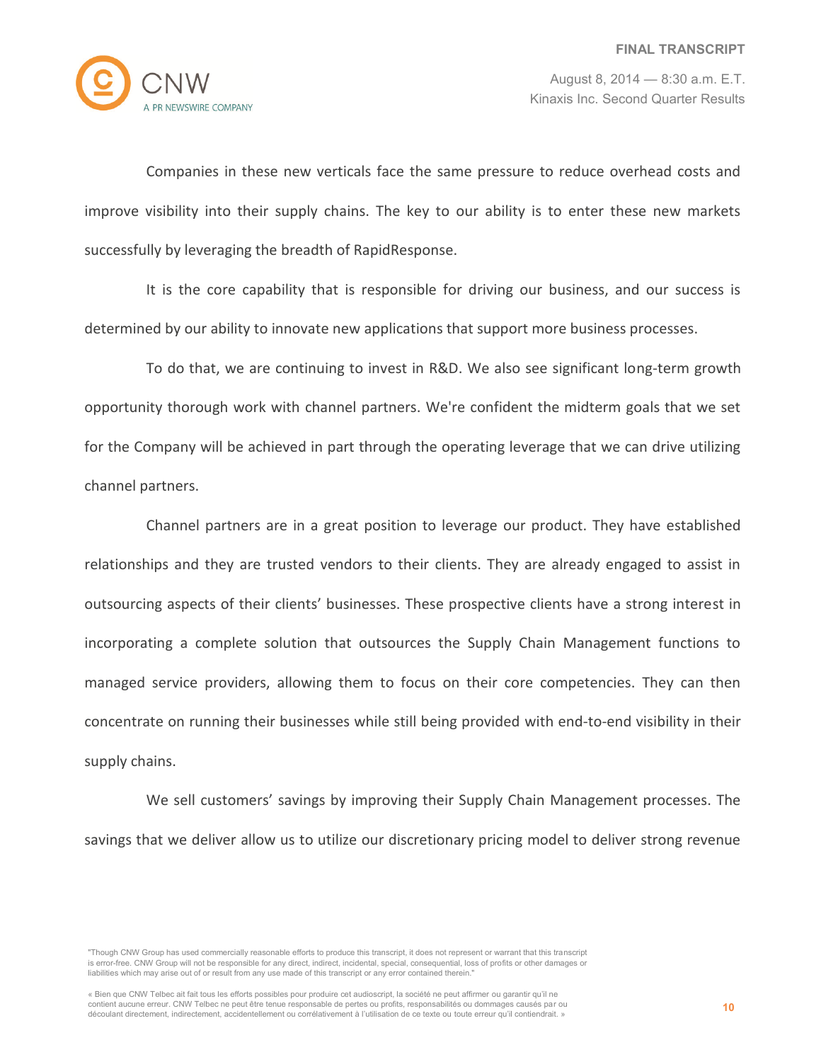Companies in these new verticals face the same pressure to reduce overhead costs and improve visibility into their supply chains. The key to our ability is to enter these new markets successfully by leveraging the breadth of RapidResponse.

It is the core capability that is responsible for driving our business, and our success is determined by our ability to innovate new applications that support more business processes.

To do that, we are continuing to invest in R&D. We also see significant long-term growth opportunity thorough work with channel partners. We're confident the midterm goals that we set for the Company will be achieved in part through the operating leverage that we can drive utilizing channel partners.

Channel partners are in a great position to leverage our product. They have established relationships and they are trusted vendors to their clients. They are already engaged to assist in outsourcing aspects of their clients' businesses. These prospective clients have a strong interest in incorporating a complete solution that outsources the Supply Chain Management functions to managed service providers, allowing them to focus on their core competencies. They can then concentrate on running their businesses while still being provided with end-to-end visibility in their supply chains.

We sell customers' savings by improving their Supply Chain Management processes. The savings that we deliver allow us to utilize our discretionary pricing model to deliver strong revenue

"Though CNW Group has used commercially reasonable efforts to produce this transcript, it does not represent or warrant that this transcript is error-free. CNW Group will not be responsible for any direct, indirect, incidental, special, consequential, loss of profits or other damages or liabilities which may arise out of or result from any use made of this transcript or any error contained therein."

« Bien que CNW Telbec ait fait tous les efforts possibles pour produire cet audioscript, la société ne peut affirmer ou garantir qu'il ne contient aucune erreur. CNW Telbec ne peut être tenue responsable de pertes ou profits, responsabilités ou dommages causés par ou découlant directement, indirectement, accidentellement ou corrélativement à l'utilisation de ce texte ou toute erreur qu'il contiendrait. »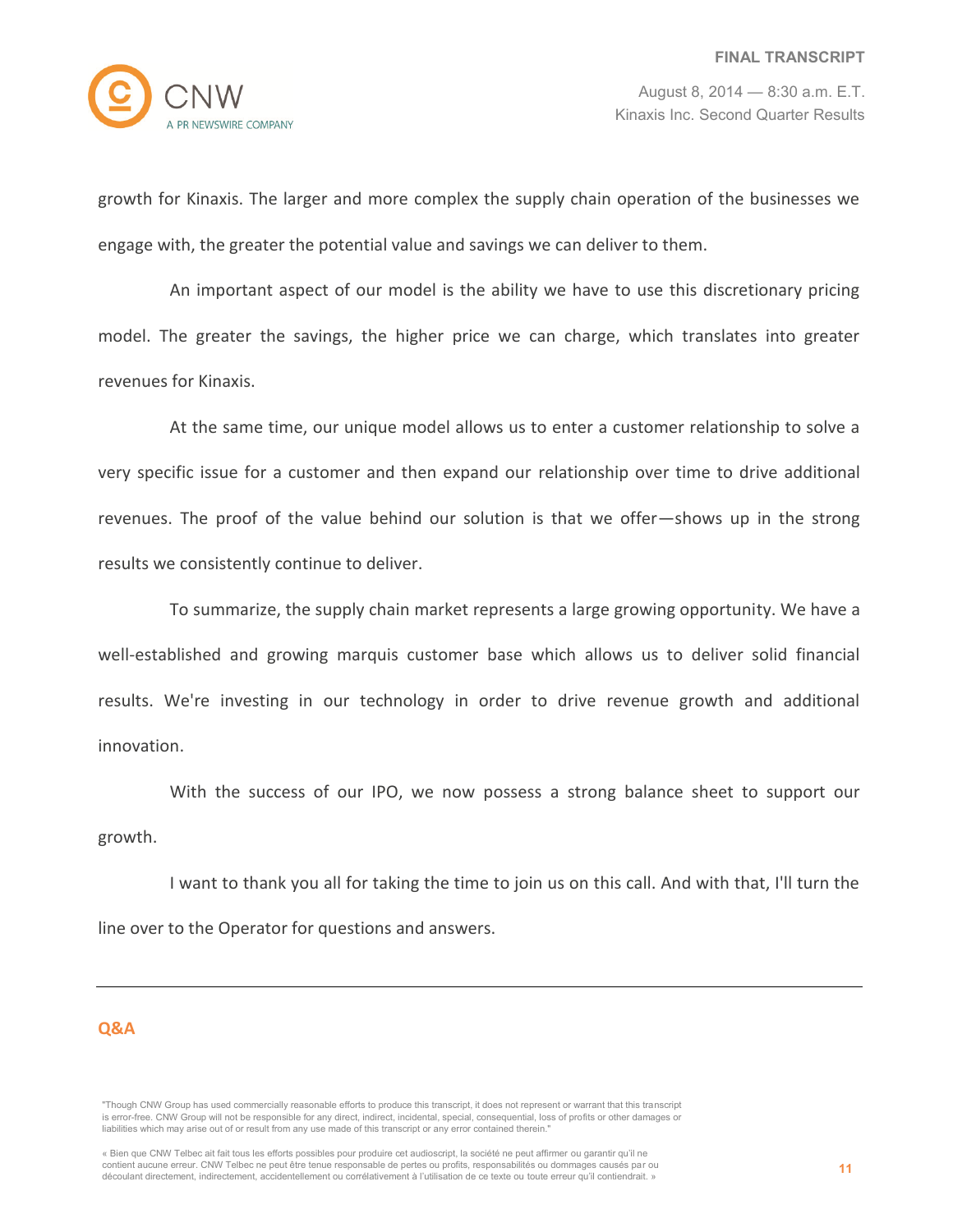growth for Kinaxis. The larger and more complex the supply chain operation of the businesses we engage with, the greater the potential value and savings we can deliver to them.

An important aspect of our model is the ability we have to use this discretionary pricing model. The greater the savings, the higher price we can charge, which translates into greater revenues for Kinaxis.

At the same time, our unique model allows us to enter a customer relationship to solve a very specific issue for a customer and then expand our relationship over time to drive additional revenues. The proof of the value behind our solution is that we offer—shows up in the strong results we consistently continue to deliver.

To summarize, the supply chain market represents a large growing opportunity. We have a well-established and growing marquis customer base which allows us to deliver solid financial results. We're investing in our technology in order to drive revenue growth and additional innovation.

With the success of our IPO, we now possess a strong balance sheet to support our growth.

I want to thank you all for taking the time to join us on this call. And with that, I'll turn the line over to the Operator for questions and answers.

---

## Q&A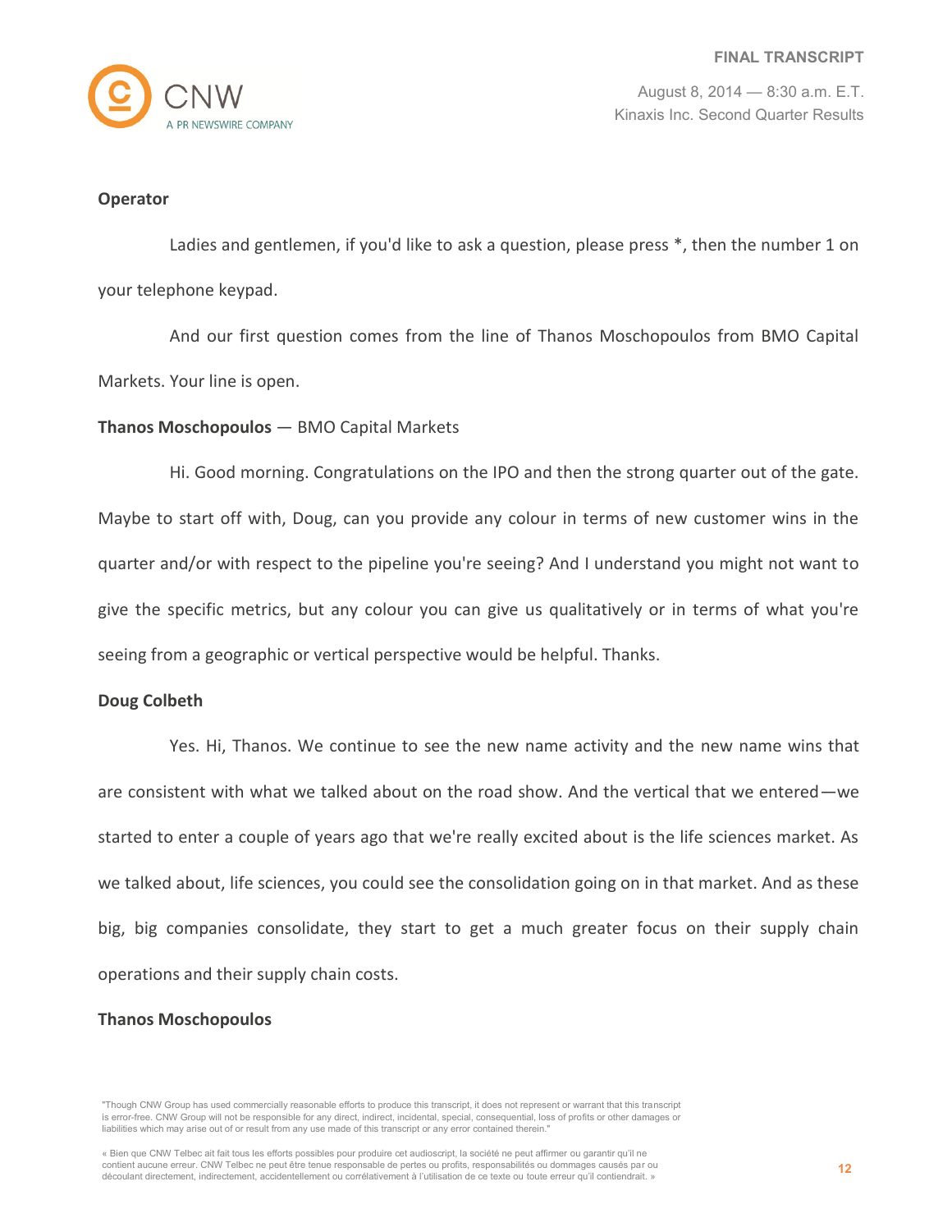**Operator**

Ladies and gentlemen, if you'd like to ask a question, please press *, then the number 1 on your telephone keypad.

And our first question comes from the line of Thanos Moschopoulos from BMO Capital Markets. Your line is open.

**Thanos Moschopoulos** — BMO Capital Markets

Hi. Good morning. Congratulations on the IPO and then the strong quarter out of the gate. Maybe to start off with, Doug, can you provide any colour in terms of new customer wins in the quarter and/or with respect to the pipeline you're seeing? And I understand you might not want to give the specific metrics, but any colour you can give us qualitatively or in terms of what you're seeing from a geographic or vertical perspective would be helpful. Thanks.

**Doug Colbeth**

Yes. Hi, Thanos. We continue to see the new name activity and the new name wins that are consistent with what we talked about on the road show. And the vertical that we entered—we started to enter a couple of years ago that we're really excited about is the life sciences market. As we talked about, life sciences, you could see the consolidation going on in that market. And as these big, big companies consolidate, they start to get a much greater focus on their supply chain operations and their supply chain costs.

**Thanos Moschopoulos**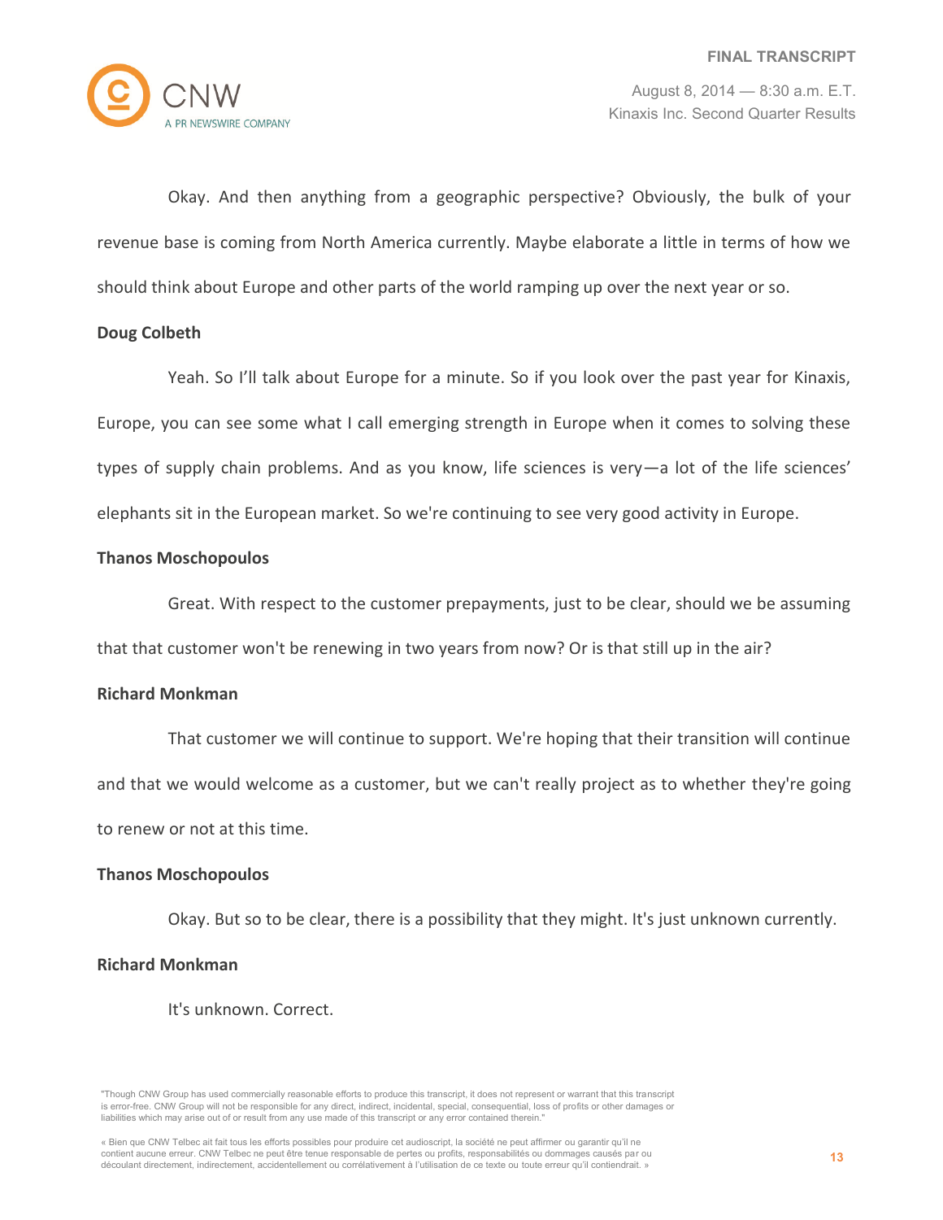Okay. And then anything from a geographic perspective? Obviously, the bulk of your revenue base is coming from North America currently. Maybe elaborate a little in terms of how we should think about Europe and other parts of the world ramping up over the next year or so.

**Doug Colbeth**

Yeah. So I'll talk about Europe for a minute. So if you look over the past year for Kinaxis, Europe, you can see some what I call emerging strength in Europe when it comes to solving these types of supply chain problems. And as you know, life sciences is very—a lot of the life sciences' elephants sit in the European market. So we're continuing to see very good activity in Europe.

**Thanos Moschopoulos**

Great. With respect to the customer prepayments, just to be clear, should we be assuming that that customer won't be renewing in two years from now? Or is that still up in the air?

**Richard Monkman**

That customer we will continue to support. We're hoping that their transition will continue and that we would welcome as a customer, but we can't really project as to whether they're going to renew or not at this time.

**Thanos Moschopoulos**

Okay. But so to be clear, there is a possibility that they might. It's just unknown currently.

**Richard Monkman**

It's unknown. Correct.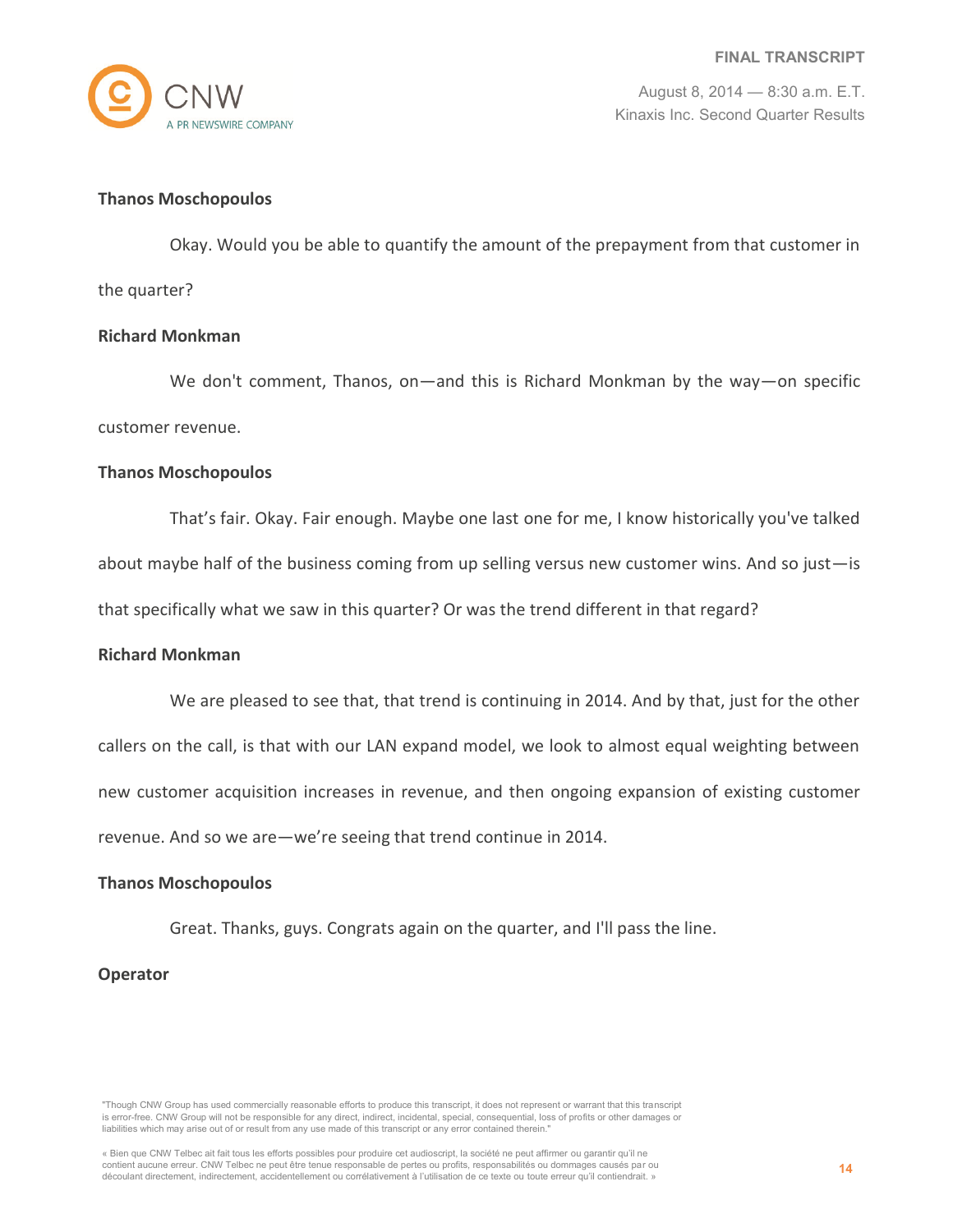**Thanos Moschopoulos**

Okay. Would you be able to quantify the amount of the prepayment from that customer in the quarter?

**Richard Monkman**

We don't comment, Thanos, on—and this is Richard Monkman by the way—on specific customer revenue.

**Thanos Moschopoulos**

That's fair. Okay. Fair enough. Maybe one last one for me, I know historically you've talked about maybe half of the business coming from up selling versus new customer wins. And so just—is that specifically what we saw in this quarter? Or was the trend different in that regard?

**Richard Monkman**

We are pleased to see that, that trend is continuing in 2014. And by that, just for the other callers on the call, is that with our LAN expand model, we look to almost equal weighting between new customer acquisition increases in revenue, and then ongoing expansion of existing customer revenue. And so we are—we're seeing that trend continue in 2014.

**Thanos Moschopoulos**

Great. Thanks, guys. Congrats again on the quarter, and I'll pass the line.

**Operator**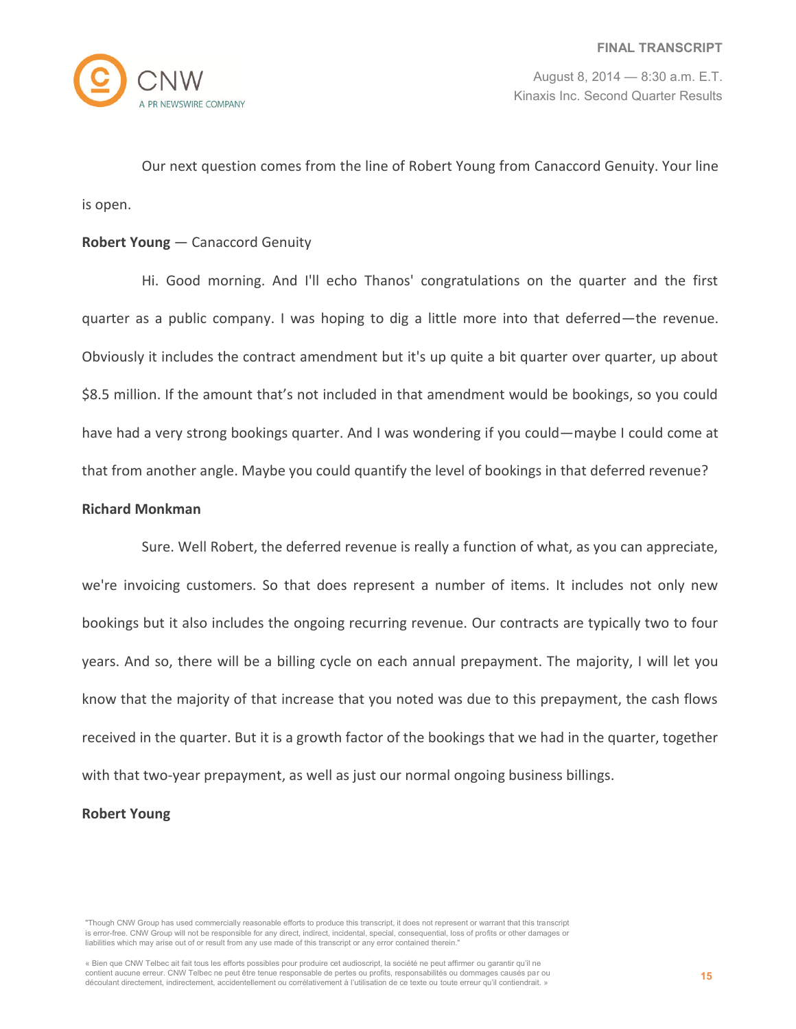Our next question comes from the line of Robert Young from Canaccord Genuity. Your line is open.

**Robert Young** — Canaccord Genuity

Hi. Good morning. And I'll echo Thanos' congratulations on the quarter and the first quarter as a public company. I was hoping to dig a little more into that deferred—the revenue. Obviously it includes the contract amendment but it's up quite a bit quarter over quarter, up about $8.5 million. If the amount that's not included in that amendment would be bookings, so you could have had a very strong bookings quarter. And I was wondering if you could—maybe I could come at that from another angle. Maybe you could quantify the level of bookings in that deferred revenue?

**Richard Monkman**

Sure. Well Robert, the deferred revenue is really a function of what, as you can appreciate, we're invoicing customers. So that does represent a number of items. It includes not only new bookings but it also includes the ongoing recurring revenue. Our contracts are typically two to four years. And so, there will be a billing cycle on each annual prepayment. The majority, I will let you know that the majority of that increase that you noted was due to this prepayment, the cash flows received in the quarter. But it is a growth factor of the bookings that we had in the quarter, together with that two-year prepayment, as well as just our normal ongoing business billings.

**Robert Young**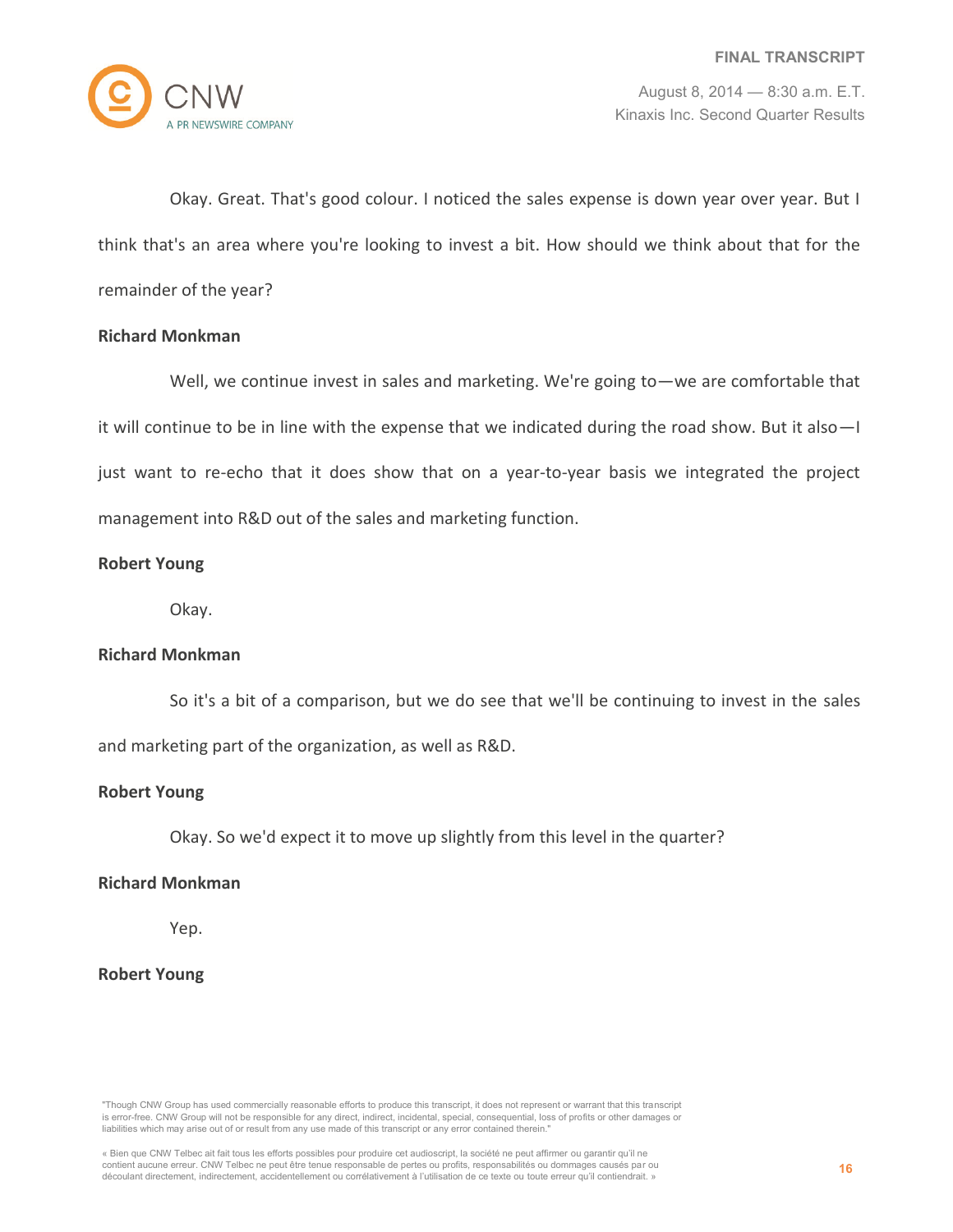Okay. Great. That's good colour. I noticed the sales expense is down year over year. But I think that's an area where you're looking to invest a bit. How should we think about that for the remainder of the year?

**Richard Monkman**

Well, we continue invest in sales and marketing. We're going to—we are comfortable that it will continue to be in line with the expense that we indicated during the road show. But it also—I just want to re-echo that it does show that on a year-to-year basis we integrated the project management into R&D out of the sales and marketing function.

**Robert Young**

Okay.

**Richard Monkman**

So it's a bit of a comparison, but we do see that we'll be continuing to invest in the sales and marketing part of the organization, as well as R&D.

**Robert Young**

Okay. So we'd expect it to move up slightly from this level in the quarter?

**Richard Monkman**

Yep.

**Robert Young**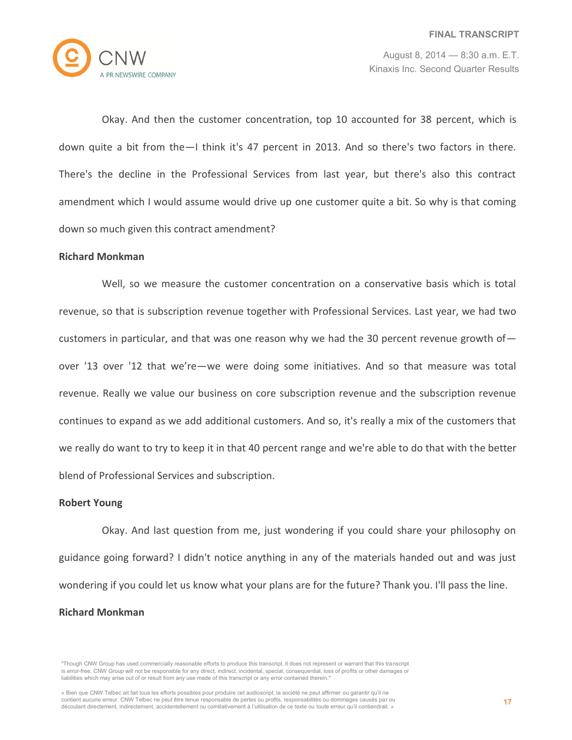Okay. And then the customer concentration, top 10 accounted for 38 percent, which is down quite a bit from the—I think it's 47 percent in 2013. And so there's two factors in there. There's the decline in the Professional Services from last year, but there's also this contract amendment which I would assume would drive up one customer quite a bit. So why is that coming down so much given this contract amendment?

**Richard Monkman**

Well, so we measure the customer concentration on a conservative basis which is total revenue, so that is subscription revenue together with Professional Services. Last year, we had two customers in particular, and that was one reason why we had the 30 percent revenue growth of—over '13 over '12 that we're—we were doing some initiatives. And so that measure was total revenue. Really we value our business on core subscription revenue and the subscription revenue continues to expand as we add additional customers. And so, it's really a mix of the customers that we really do want to try to keep it in that 40 percent range and we're able to do that with the better blend of Professional Services and subscription.

**Robert Young**

Okay. And last question from me, just wondering if you could share your philosophy on guidance going forward? I didn't notice anything in any of the materials handed out and was just wondering if you could let us know what your plans are for the future? Thank you. I'll pass the line.

**Richard Monkman**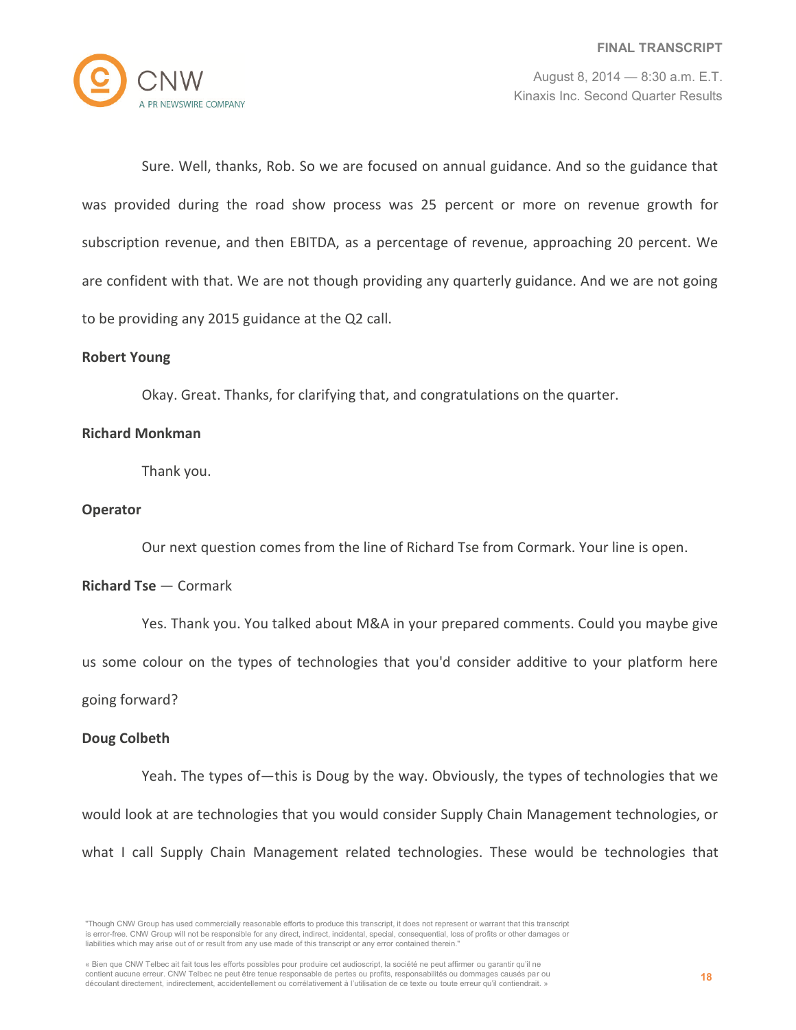Sure. Well, thanks, Rob. So we are focused on annual guidance. And so the guidance that was provided during the road show process was 25 percent or more on revenue growth for subscription revenue, and then EBITDA, as a percentage of revenue, approaching 20 percent. We are confident with that. We are not though providing any quarterly guidance. And we are not going to be providing any 2015 guidance at the Q2 call.

**Robert Young**

Okay. Great. Thanks, for clarifying that, and congratulations on the quarter.

**Richard Monkman**

Thank you.

**Operator**

Our next question comes from the line of Richard Tse from Cormark. Your line is open.

**Richard Tse** — Cormark

Yes. Thank you. You talked about M&A in your prepared comments. Could you maybe give us some colour on the types of technologies that you'd consider additive to your platform here going forward?

**Doug Colbeth**

Yeah. The types of—this is Doug by the way. Obviously, the types of technologies that we would look at are technologies that you would consider Supply Chain Management technologies, or what I call Supply Chain Management related technologies. These would be technologies that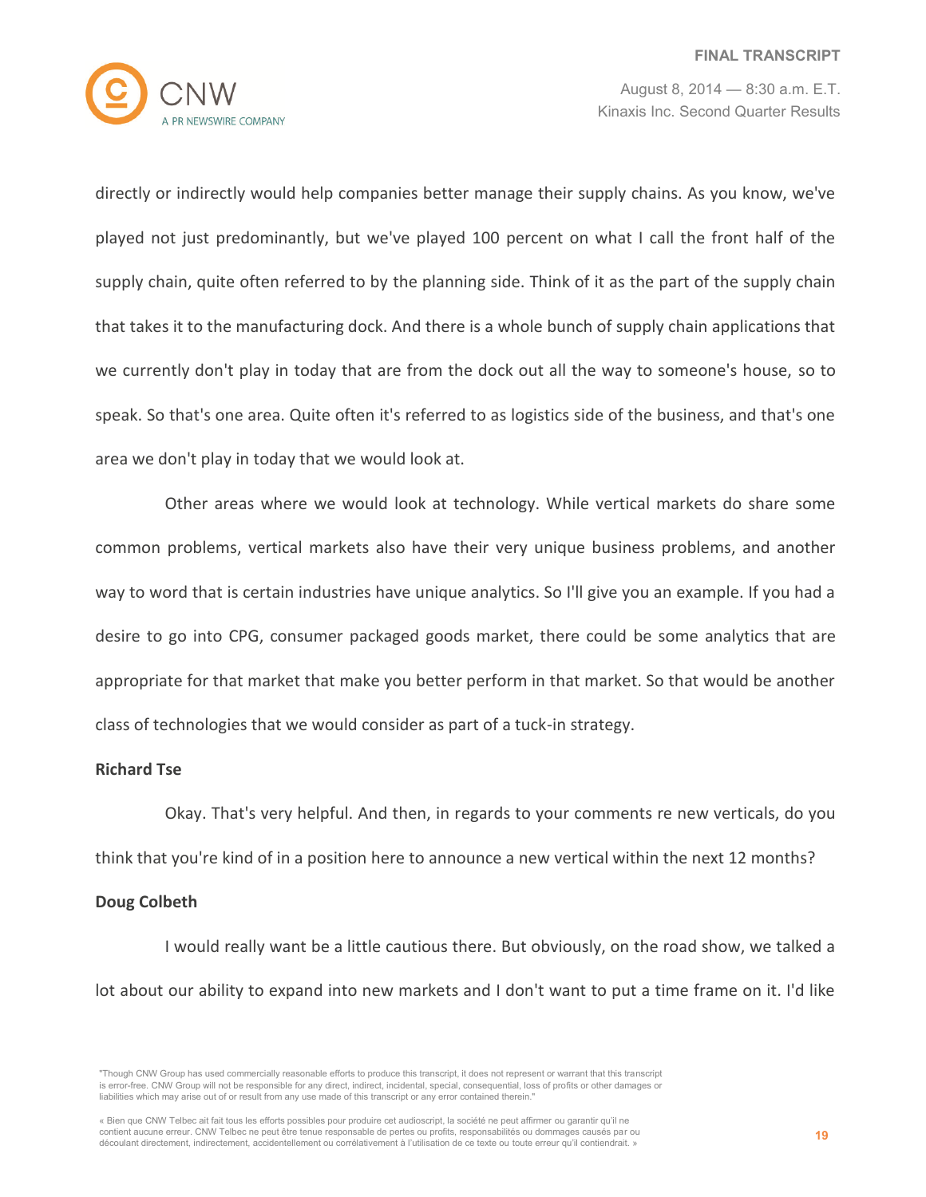directly or indirectly would help companies better manage their supply chains. As you know, we've played not just predominantly, but we've played 100 percent on what I call the front half of the supply chain, quite often referred to by the planning side. Think of it as the part of the supply chain that takes it to the manufacturing dock. And there is a whole bunch of supply chain applications that we currently don't play in today that are from the dock out all the way to someone's house, so to speak. So that's one area. Quite often it's referred to as logistics side of the business, and that's one area we don't play in today that we would look at.

Other areas where we would look at technology. While vertical markets do share some common problems, vertical markets also have their very unique business problems, and another way to word that is certain industries have unique analytics. So I'll give you an example. If you had a desire to go into CPG, consumer packaged goods market, there could be some analytics that are appropriate for that market that make you better perform in that market. So that would be another class of technologies that we would consider as part of a tuck-in strategy.

**Richard Tse**

Okay. That's very helpful. And then, in regards to your comments re new verticals, do you think that you're kind of in a position here to announce a new vertical within the next 12 months?

**Doug Colbeth**

I would really want be a little cautious there. But obviously, on the road show, we talked a lot about our ability to expand into new markets and I don't want to put a time frame on it. I'd like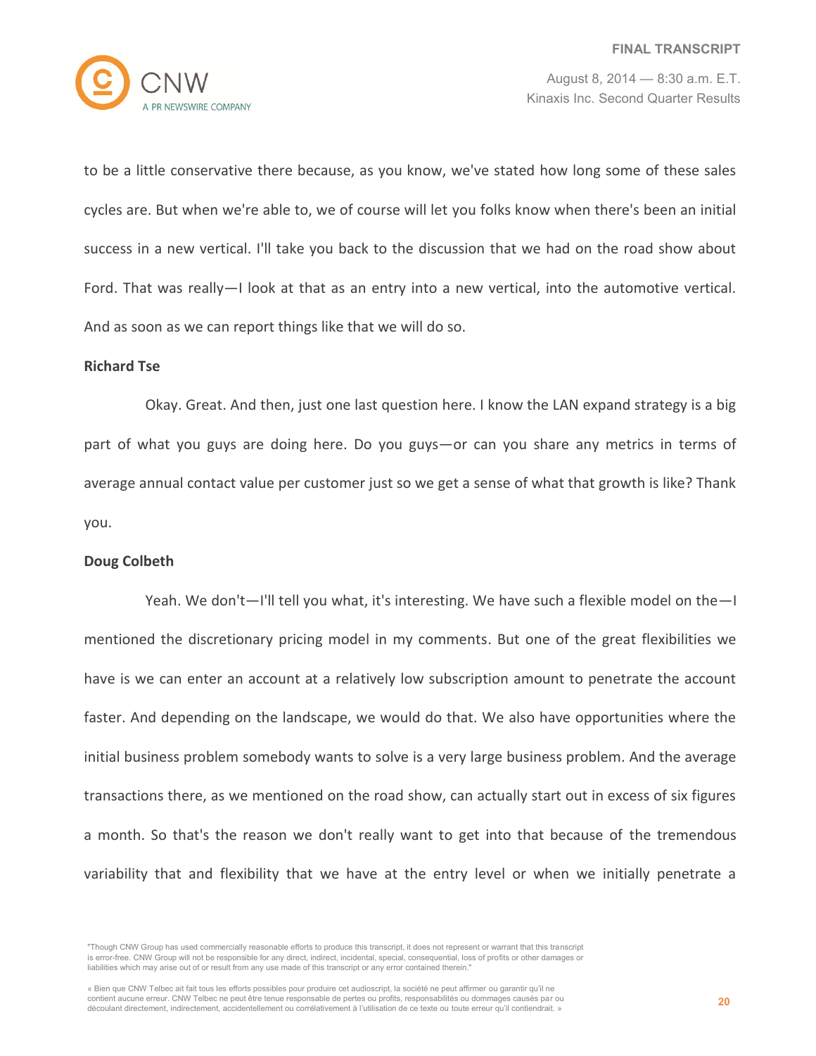to be a little conservative there because, as you know, we've stated how long some of these sales cycles are. But when we're able to, we of course will let you folks know when there's been an initial success in a new vertical. I'll take you back to the discussion that we had on the road show about Ford. That was really—I look at that as an entry into a new vertical, into the automotive vertical. And as soon as we can report things like that we will do so.

**Richard Tse**

Okay. Great. And then, just one last question here. I know the LAN expand strategy is a big part of what you guys are doing here. Do you guys—or can you share any metrics in terms of average annual contact value per customer just so we get a sense of what that growth is like? Thank you.

**Doug Colbeth**

Yeah. We don't—I'll tell you what, it's interesting. We have such a flexible model on the—I mentioned the discretionary pricing model in my comments. But one of the great flexibilities we have is we can enter an account at a relatively low subscription amount to penetrate the account faster. And depending on the landscape, we would do that. We also have opportunities where the initial business problem somebody wants to solve is a very large business problem. And the average transactions there, as we mentioned on the road show, can actually start out in excess of six figures a month. So that's the reason we don't really want to get into that because of the tremendous variability that and flexibility that we have at the entry level or when we initially penetrate a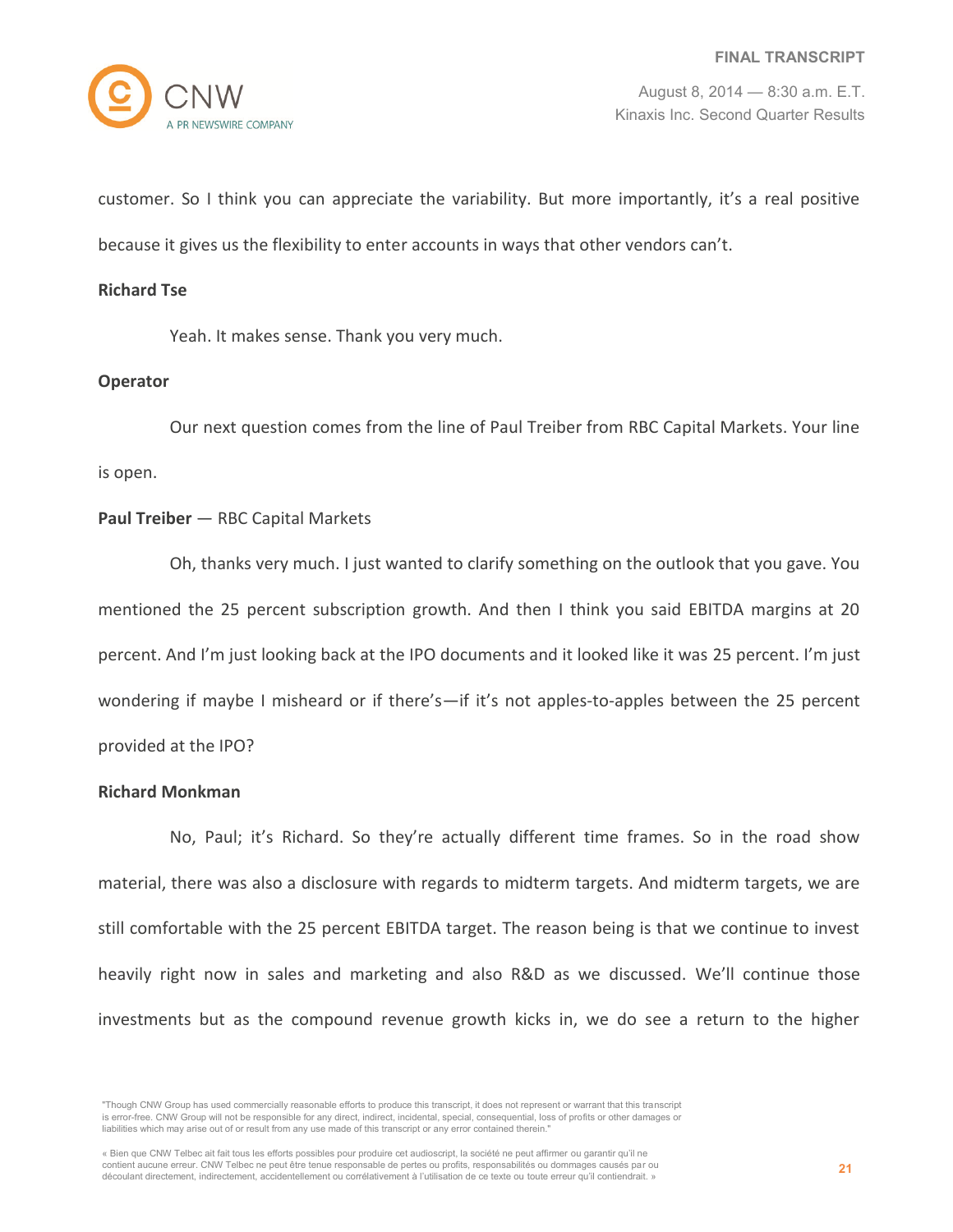customer. So I think you can appreciate the variability. But more importantly, it's a real positive because it gives us the flexibility to enter accounts in ways that other vendors can't.

**Richard Tse**

Yeah. It makes sense. Thank you very much.

**Operator**

Our next question comes from the line of Paul Treiber from RBC Capital Markets. Your line is open.

**Paul Treiber** — RBC Capital Markets

Oh, thanks very much. I just wanted to clarify something on the outlook that you gave. You mentioned the 25 percent subscription growth. And then I think you said EBITDA margins at 20 percent. And I'm just looking back at the IPO documents and it looked like it was 25 percent. I'm just wondering if maybe I misheard or if there's—if it's not apples-to-apples between the 25 percent provided at the IPO?

**Richard Monkman**

No, Paul; it's Richard. So they're actually different time frames. So in the road show material, there was also a disclosure with regards to midterm targets. And midterm targets, we are still comfortable with the 25 percent EBITDA target. The reason being is that we continue to invest heavily right now in sales and marketing and also R&D as we discussed. We'll continue those investments but as the compound revenue growth kicks in, we do see a return to the higher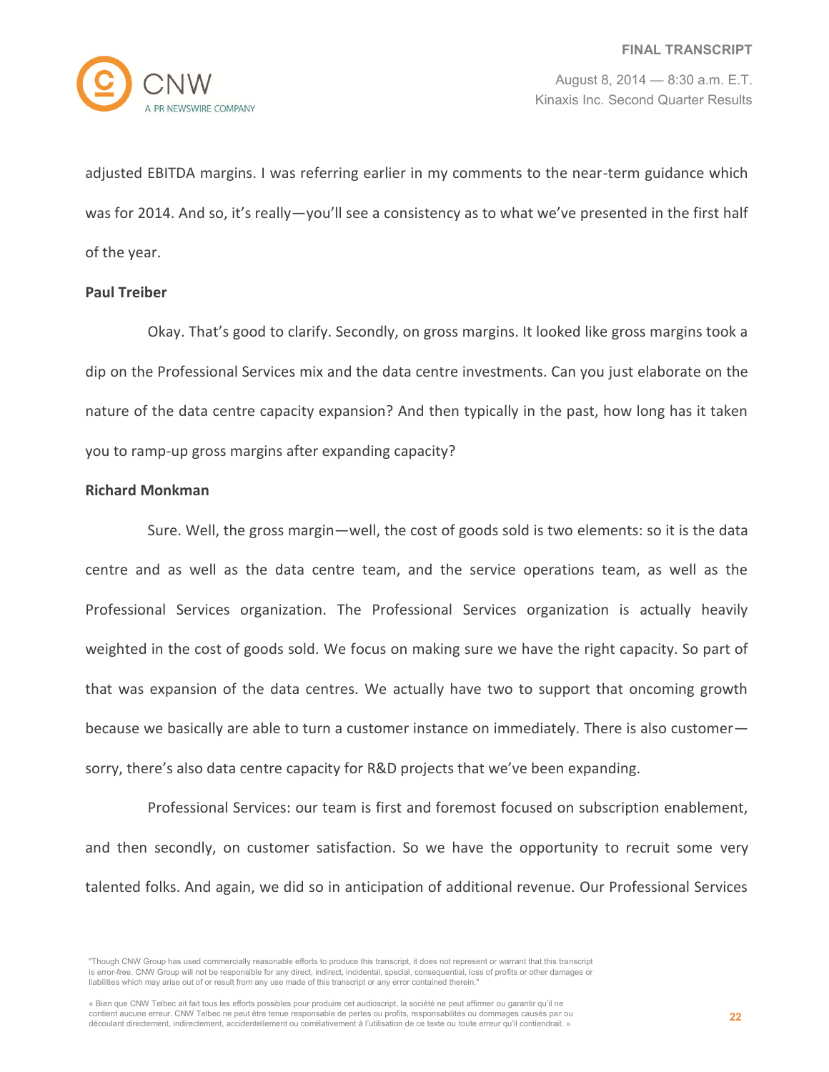adjusted EBITDA margins. I was referring earlier in my comments to the near-term guidance which was for 2014. And so, it's really—you'll see a consistency as to what we've presented in the first half of the year.

**Paul Treiber**

Okay. That's good to clarify. Secondly, on gross margins. It looked like gross margins took a dip on the Professional Services mix and the data centre investments. Can you just elaborate on the nature of the data centre capacity expansion? And then typically in the past, how long has it taken you to ramp-up gross margins after expanding capacity?

**Richard Monkman**

Sure. Well, the gross margin—well, the cost of goods sold is two elements: so it is the data centre and as well as the data centre team, and the service operations team, as well as the Professional Services organization. The Professional Services organization is actually heavily weighted in the cost of goods sold. We focus on making sure we have the right capacity. So part of that was expansion of the data centres. We actually have two to support that oncoming growth because we basically are able to turn a customer instance on immediately. There is also customer—sorry, there's also data centre capacity for R&D projects that we've been expanding.

Professional Services: our team is first and foremost focused on subscription enablement, and then secondly, on customer satisfaction. So we have the opportunity to recruit some very talented folks. And again, we did so in anticipation of additional revenue. Our Professional Services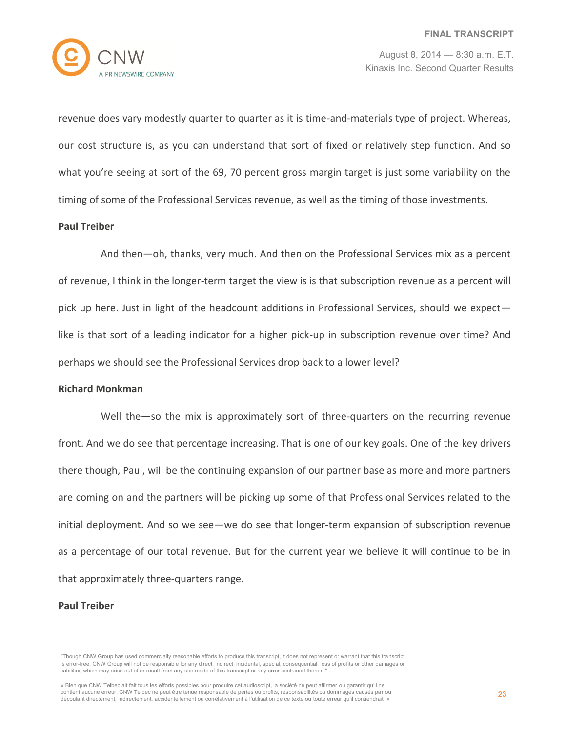revenue does vary modestly quarter to quarter as it is time-and-materials type of project. Whereas, our cost structure is, as you can understand that sort of fixed or relatively step function. And so what you're seeing at sort of the 69, 70 percent gross margin target is just some variability on the timing of some of the Professional Services revenue, as well as the timing of those investments.

**Paul Treiber**

And then—oh, thanks, very much. And then on the Professional Services mix as a percent of revenue, I think in the longer-term target the view is is that subscription revenue as a percent will pick up here. Just in light of the headcount additions in Professional Services, should we expect—like is that sort of a leading indicator for a higher pick-up in subscription revenue over time? And perhaps we should see the Professional Services drop back to a lower level?

**Richard Monkman**

Well the—so the mix is approximately sort of three-quarters on the recurring revenue front. And we do see that percentage increasing. That is one of our key goals. One of the key drivers there though, Paul, will be the continuing expansion of our partner base as more and more partners are coming on and the partners will be picking up some of that Professional Services related to the initial deployment. And so we see—we do see that longer-term expansion of subscription revenue as a percentage of our total revenue. But for the current year we believe it will continue to be in that approximately three-quarters range.

**Paul Treiber**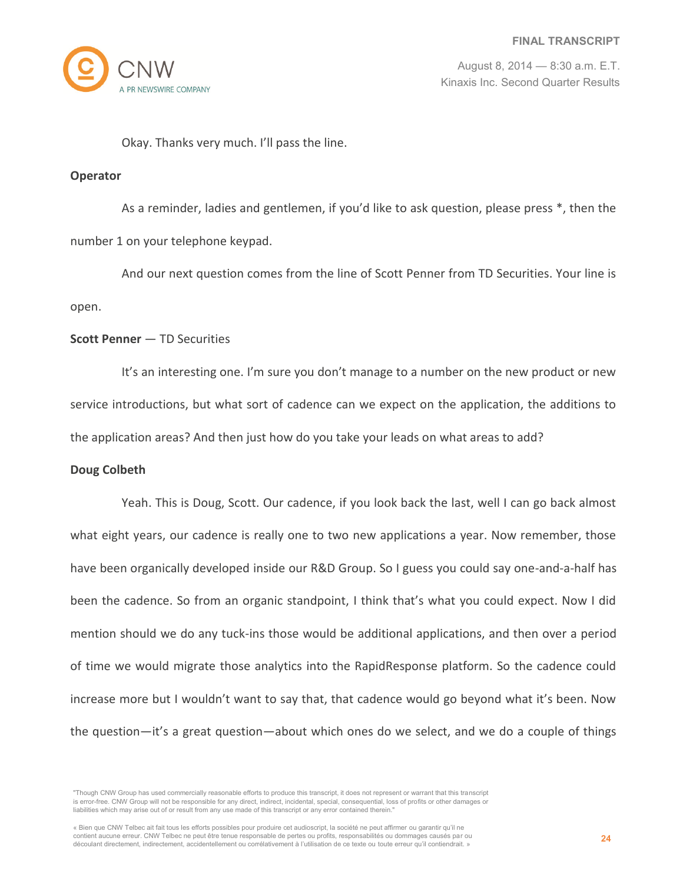Okay. Thanks very much. I'll pass the line.

**Operator**

As a reminder, ladies and gentlemen, if you'd like to ask question, please press *, then the number 1 on your telephone keypad.

And our next question comes from the line of Scott Penner from TD Securities. Your line is open.

**Scott Penner** — TD Securities

It's an interesting one. I'm sure you don't manage to a number on the new product or new service introductions, but what sort of cadence can we expect on the application, the additions to the application areas? And then just how do you take your leads on what areas to add?

**Doug Colbeth**

Yeah. This is Doug, Scott. Our cadence, if you look back the last, well I can go back almost what eight years, our cadence is really one to two new applications a year. Now remember, those have been organically developed inside our R&D Group. So I guess you could say one-and-a-half has been the cadence. So from an organic standpoint, I think that's what you could expect. Now I did mention should we do any tuck-ins those would be additional applications, and then over a period of time we would migrate those analytics into the RapidResponse platform. So the cadence could increase more but I wouldn't want to say that, that cadence would go beyond what it's been. Now the question—it's a great question—about which ones do we select, and we do a couple of things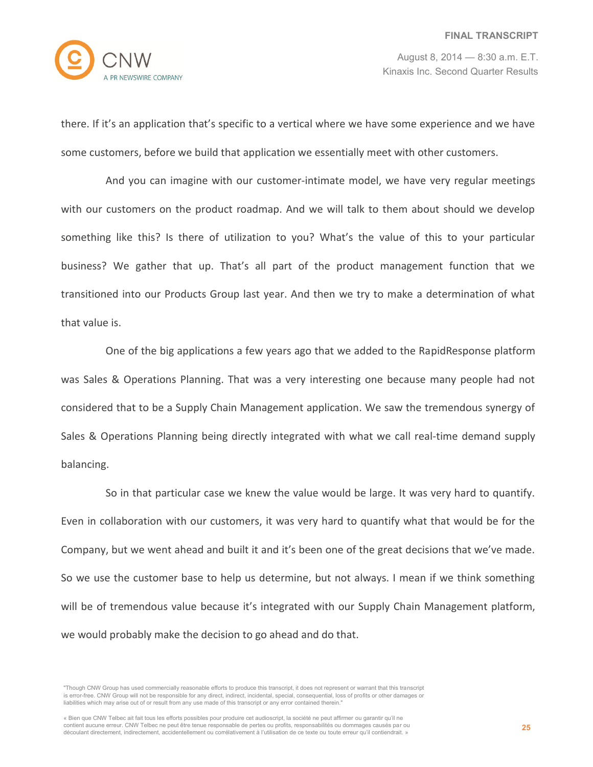there. If it's an application that's specific to a vertical where we have some experience and we have some customers, before we build that application we essentially meet with other customers.

And you can imagine with our customer-intimate model, we have very regular meetings with our customers on the product roadmap. And we will talk to them about should we develop something like this? Is there of utilization to you? What's the value of this to your particular business? We gather that up. That's all part of the product management function that we transitioned into our Products Group last year. And then we try to make a determination of what that value is.

One of the big applications a few years ago that we added to the RapidResponse platform was Sales & Operations Planning. That was a very interesting one because many people had not considered that to be a Supply Chain Management application. We saw the tremendous synergy of Sales & Operations Planning being directly integrated with what we call real-time demand supply balancing.

So in that particular case we knew the value would be large. It was very hard to quantify. Even in collaboration with our customers, it was very hard to quantify what that would be for the Company, but we went ahead and built it and it's been one of the great decisions that we've made. So we use the customer base to help us determine, but not always. I mean if we think something will be of tremendous value because it's integrated with our Supply Chain Management platform, we would probably make the decision to go ahead and do that.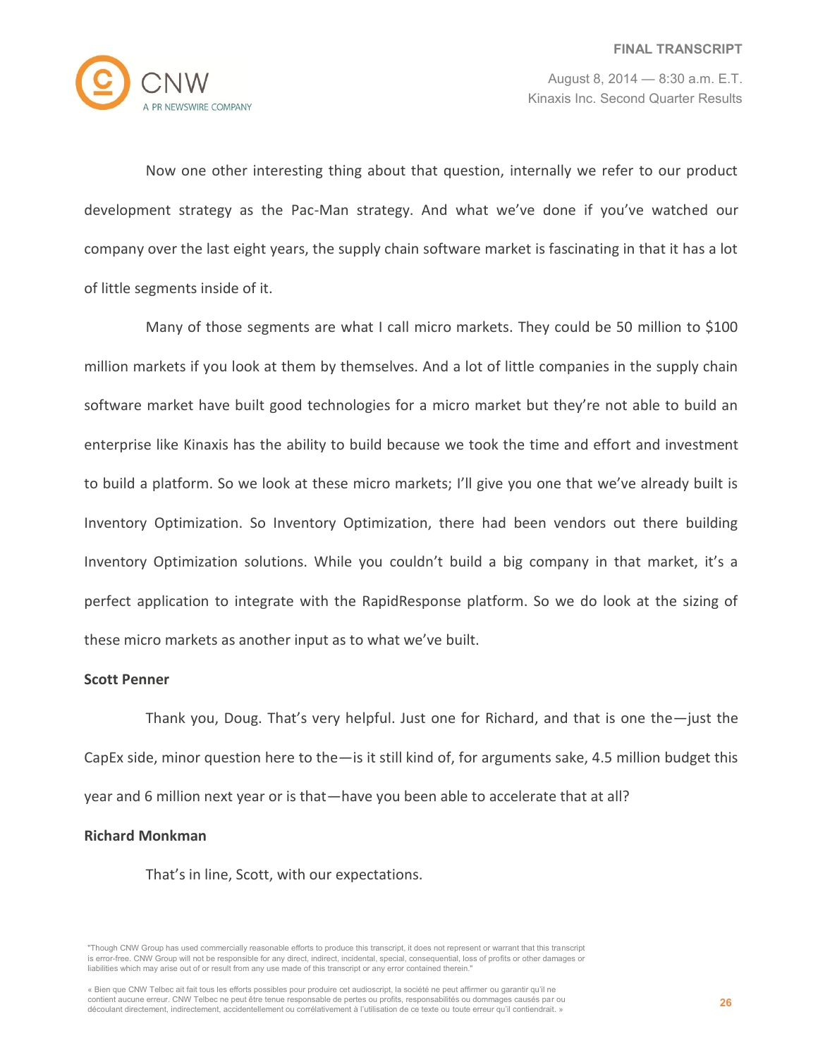Now one other interesting thing about that question, internally we refer to our product development strategy as the Pac-Man strategy. And what we've done if you've watched our company over the last eight years, the supply chain software market is fascinating in that it has a lot of little segments inside of it.

Many of those segments are what I call micro markets. They could be 50 million to $100 million markets if you look at them by themselves. And a lot of little companies in the supply chain software market have built good technologies for a micro market but they're not able to build an enterprise like Kinaxis has the ability to build because we took the time and effort and investment to build a platform. So we look at these micro markets; I'll give you one that we've already built is Inventory Optimization. So Inventory Optimization, there had been vendors out there building Inventory Optimization solutions. While you couldn't build a big company in that market, it's a perfect application to integrate with the RapidResponse platform. So we do look at the sizing of these micro markets as another input as to what we've built.

**Scott Penner**

Thank you, Doug. That's very helpful. Just one for Richard, and that is one the—just the CapEx side, minor question here to the—is it still kind of, for arguments sake, 4.5 million budget this year and 6 million next year or is that—have you been able to accelerate that at all?

**Richard Monkman**

That's in line, Scott, with our expectations.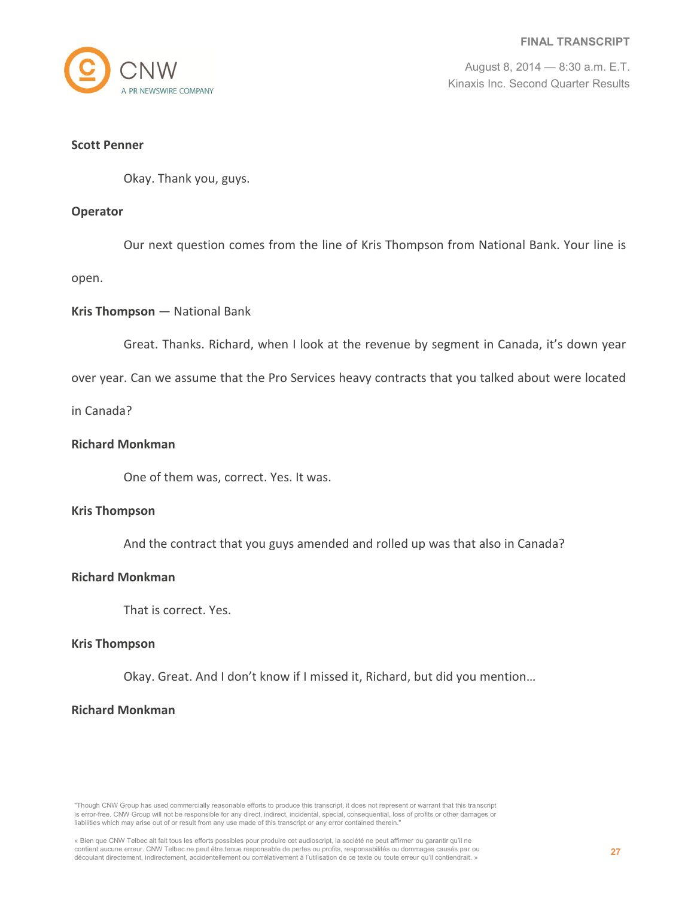**Scott Penner**

Okay. Thank you, guys.

**Operator**

Our next question comes from the line of Kris Thompson from National Bank. Your line is open.

**Kris Thompson** — National Bank

Great. Thanks. Richard, when I look at the revenue by segment in Canada, it's down year over year. Can we assume that the Pro Services heavy contracts that you talked about were located in Canada?

**Richard Monkman**

One of them was, correct. Yes. It was.

**Kris Thompson**

And the contract that you guys amended and rolled up was that also in Canada?

**Richard Monkman**

That is correct. Yes.

**Kris Thompson**

Okay. Great. And I don't know if I missed it, Richard, but did you mention…

**Richard Monkman**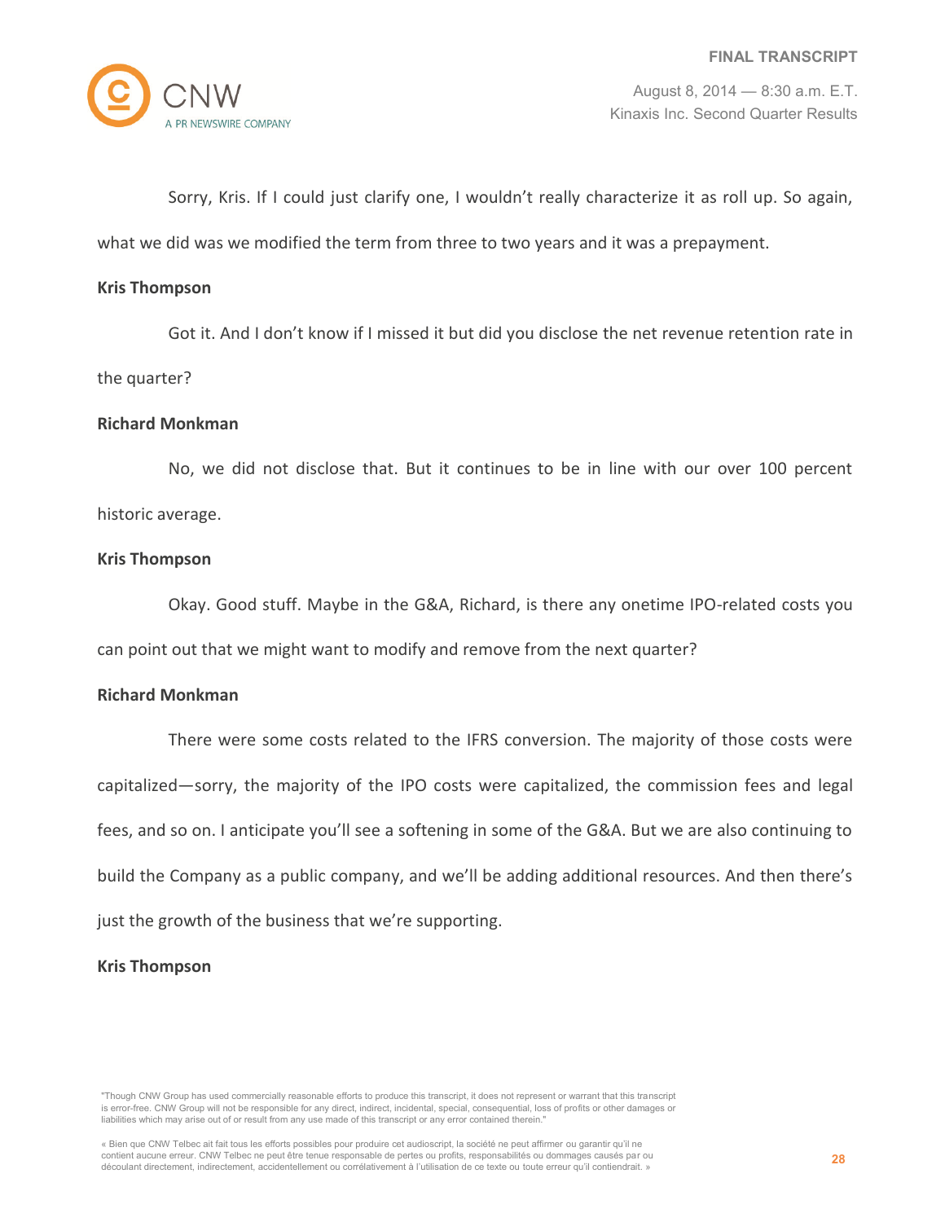Sorry, Kris. If I could just clarify one, I wouldn't really characterize it as roll up. So again, what we did was we modified the term from three to two years and it was a prepayment.

**Kris Thompson**

Got it. And I don't know if I missed it but did you disclose the net revenue retention rate in the quarter?

**Richard Monkman**

No, we did not disclose that. But it continues to be in line with our over 100 percent historic average.

**Kris Thompson**

Okay. Good stuff. Maybe in the G&A, Richard, is there any onetime IPO-related costs you can point out that we might want to modify and remove from the next quarter?

**Richard Monkman**

There were some costs related to the IFRS conversion. The majority of those costs were capitalized—sorry, the majority of the IPO costs were capitalized, the commission fees and legal fees, and so on. I anticipate you'll see a softening in some of the G&A. But we are also continuing to build the Company as a public company, and we'll be adding additional resources. And then there's just the growth of the business that we're supporting.

**Kris Thompson**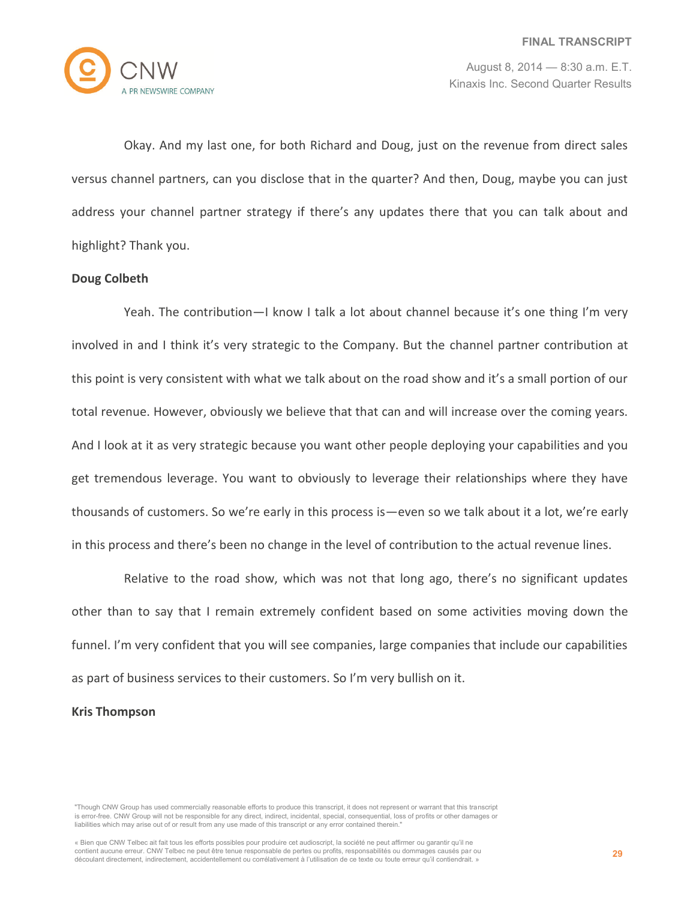Okay. And my last one, for both Richard and Doug, just on the revenue from direct sales versus channel partners, can you disclose that in the quarter? And then, Doug, maybe you can just address your channel partner strategy if there's any updates there that you can talk about and highlight? Thank you.

**Doug Colbeth**

Yeah. The contribution—I know I talk a lot about channel because it's one thing I'm very involved in and I think it's very strategic to the Company. But the channel partner contribution at this point is very consistent with what we talk about on the road show and it's a small portion of our total revenue. However, obviously we believe that that can and will increase over the coming years. And I look at it as very strategic because you want other people deploying your capabilities and you get tremendous leverage. You want to obviously to leverage their relationships where they have thousands of customers. So we're early in this process is—even so we talk about it a lot, we're early in this process and there's been no change in the level of contribution to the actual revenue lines.

Relative to the road show, which was not that long ago, there's no significant updates other than to say that I remain extremely confident based on some activities moving down the funnel. I'm very confident that you will see companies, large companies that include our capabilities as part of business services to their customers. So I'm very bullish on it.

**Kris Thompson**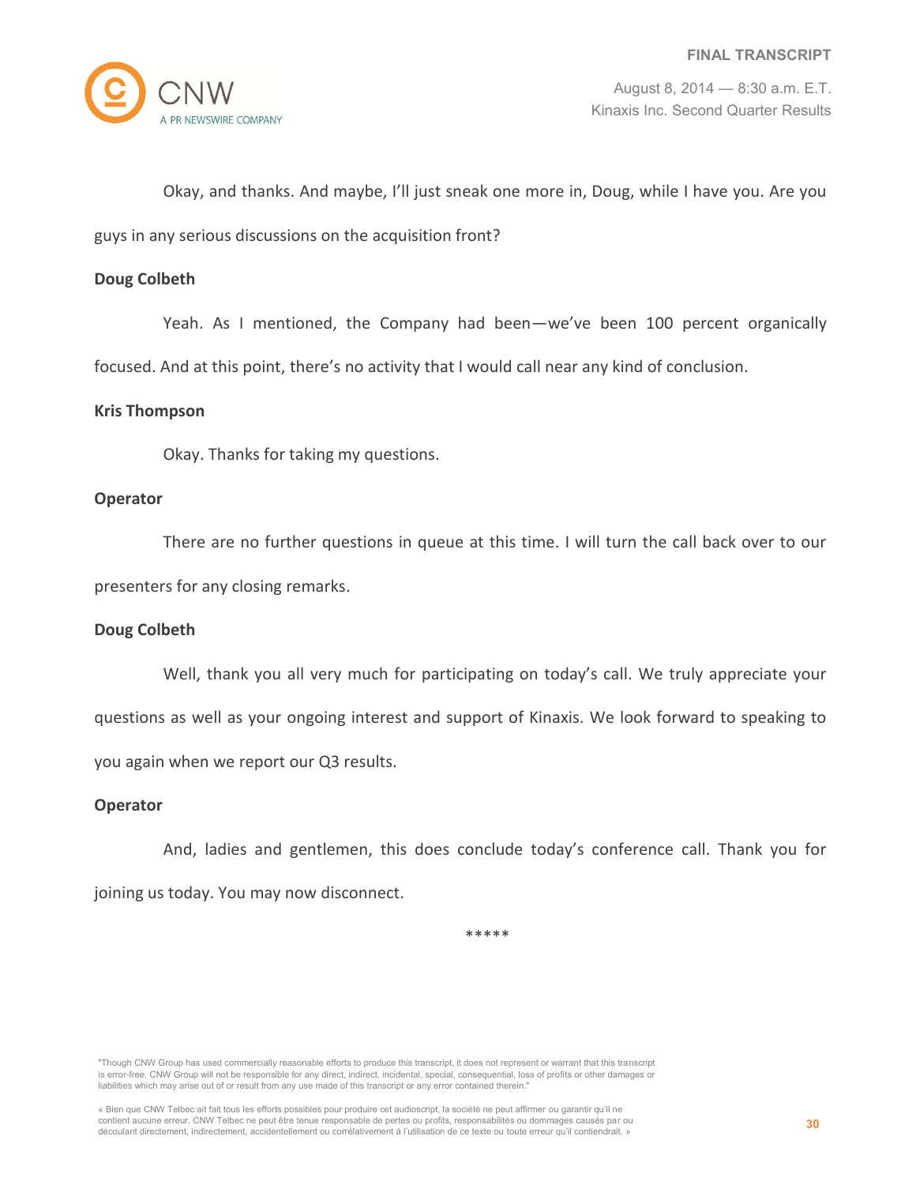Okay, and thanks. And maybe, I'll just sneak one more in, Doug, while I have you. Are you guys in any serious discussions on the acquisition front?

**Doug Colbeth**

Yeah. As I mentioned, the Company had been—we've been 100 percent organically focused. And at this point, there's no activity that I would call near any kind of conclusion.

**Kris Thompson**

Okay. Thanks for taking my questions.

**Operator**

There are no further questions in queue at this time. I will turn the call back over to our presenters for any closing remarks.

**Doug Colbeth**

Well, thank you all very much for participating on today's call. We truly appreciate your questions as well as your ongoing interest and support of Kinaxis. We look forward to speaking to you again when we report our Q3 results.

**Operator**

And, ladies and gentlemen, this does conclude today's conference call. Thank you for joining us today. You may now disconnect.

*****

"Though CNW Group has used commercially reasonable efforts to produce this transcript, it does not represent or warrant that this transcript is error-free. CNW Group will not be responsible for any direct, indirect, incidental, special, consequential, loss of profits or other damages or liabilities which may arise out of or result from any use made of this transcript or any error contained therein."

« Bien que CNW Telbec ait fait tous les efforts possibles pour produire cet audioscript, la société ne peut affirmer ou garantir qu'il ne contient aucune erreur. CNW Telbec ne peut être tenue responsable de pertes ou profits, responsabilités ou dommages causés par ou découlant directement, indirectement, accidentellement ou corrélativement à l'utilisation de ce texte ou toute erreur qu'il contiendrait. »